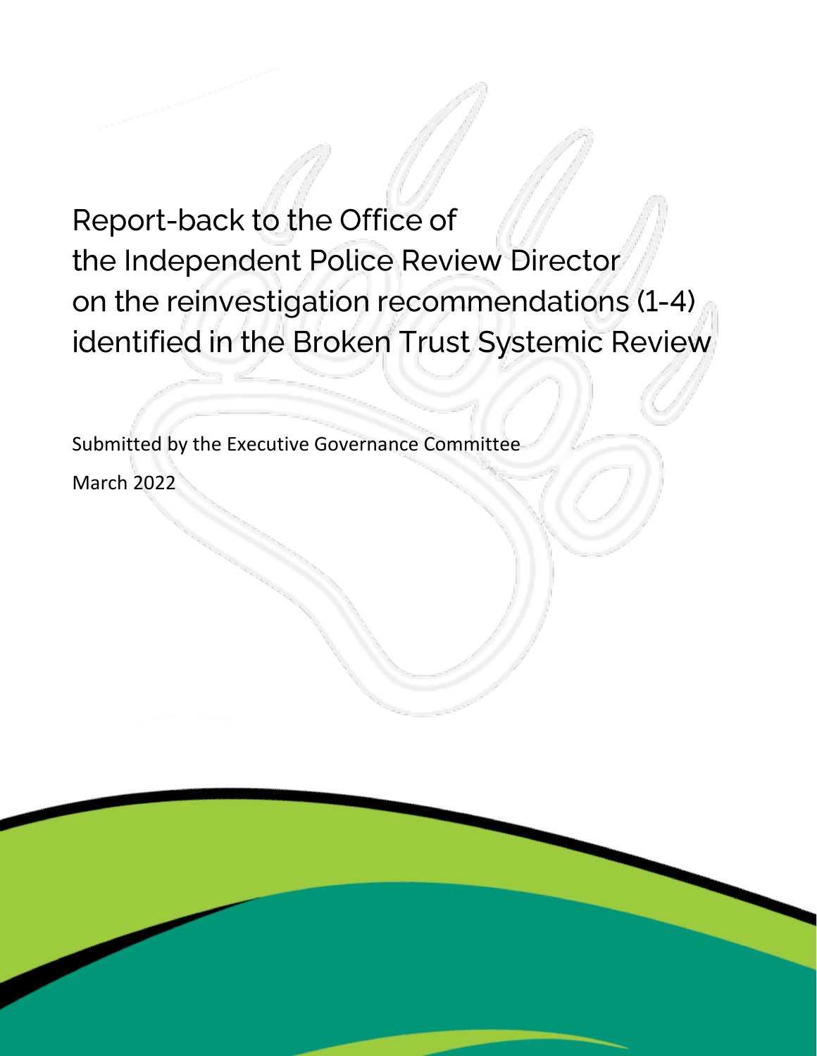# Report-back to the Office of the Independent Police Review Director on the reinvestigation recommendations (1-4) identified in the Broken Trust Systemic Review

Submitted by the Executive Governance Committee

March 2022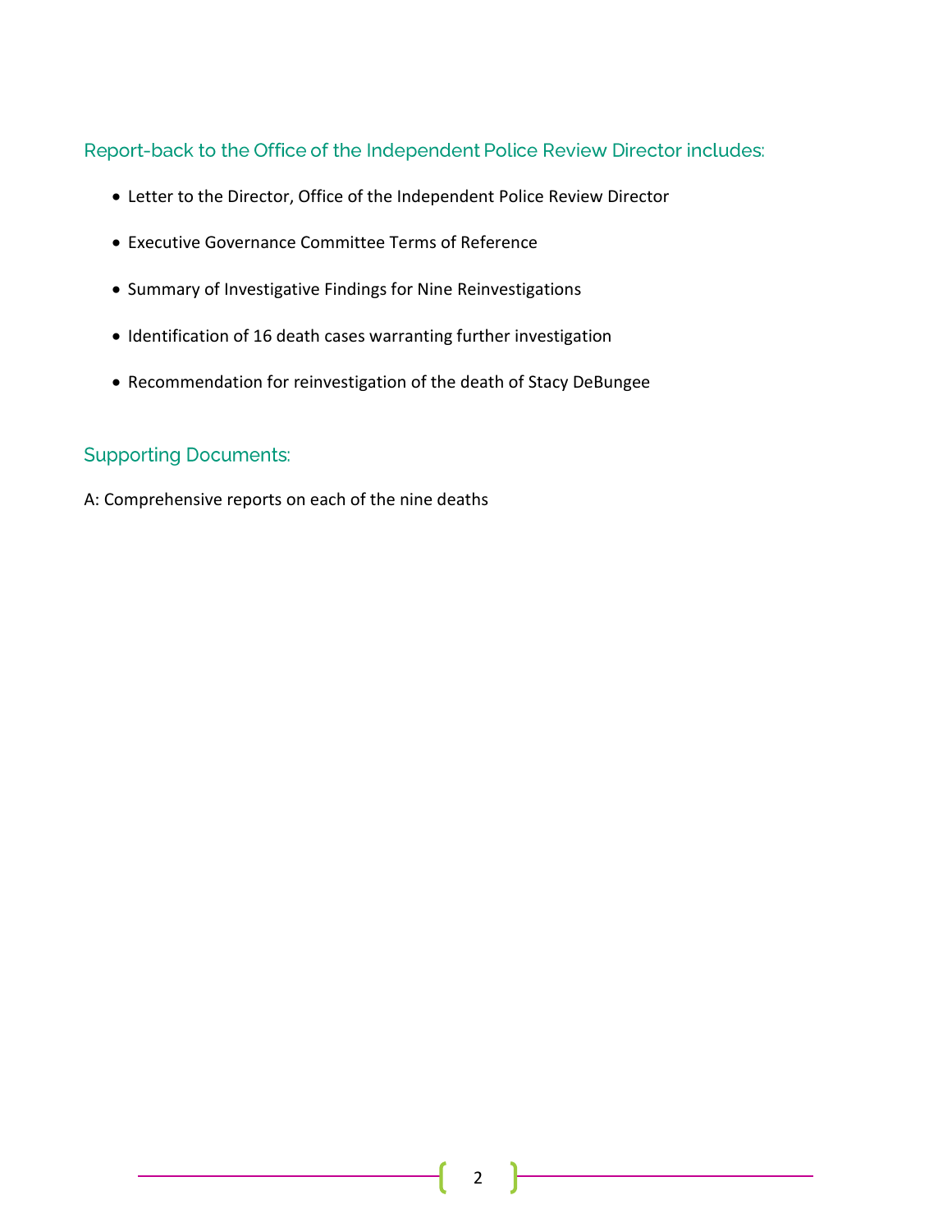## Report-back to the Office of the Independent Police Review Director includes:

- Letter to the Director, Office of the Independent Police Review Director
- Executive Governance Committee Terms of Reference
- Summary of Investigative Findings for Nine Reinvestigations
- Identification of 16 death cases warranting further investigation
- Recommendation for reinvestigation of the death of Stacy DeBungee

## Supporting Documents:

A: Comprehensive reports on each of the nine deaths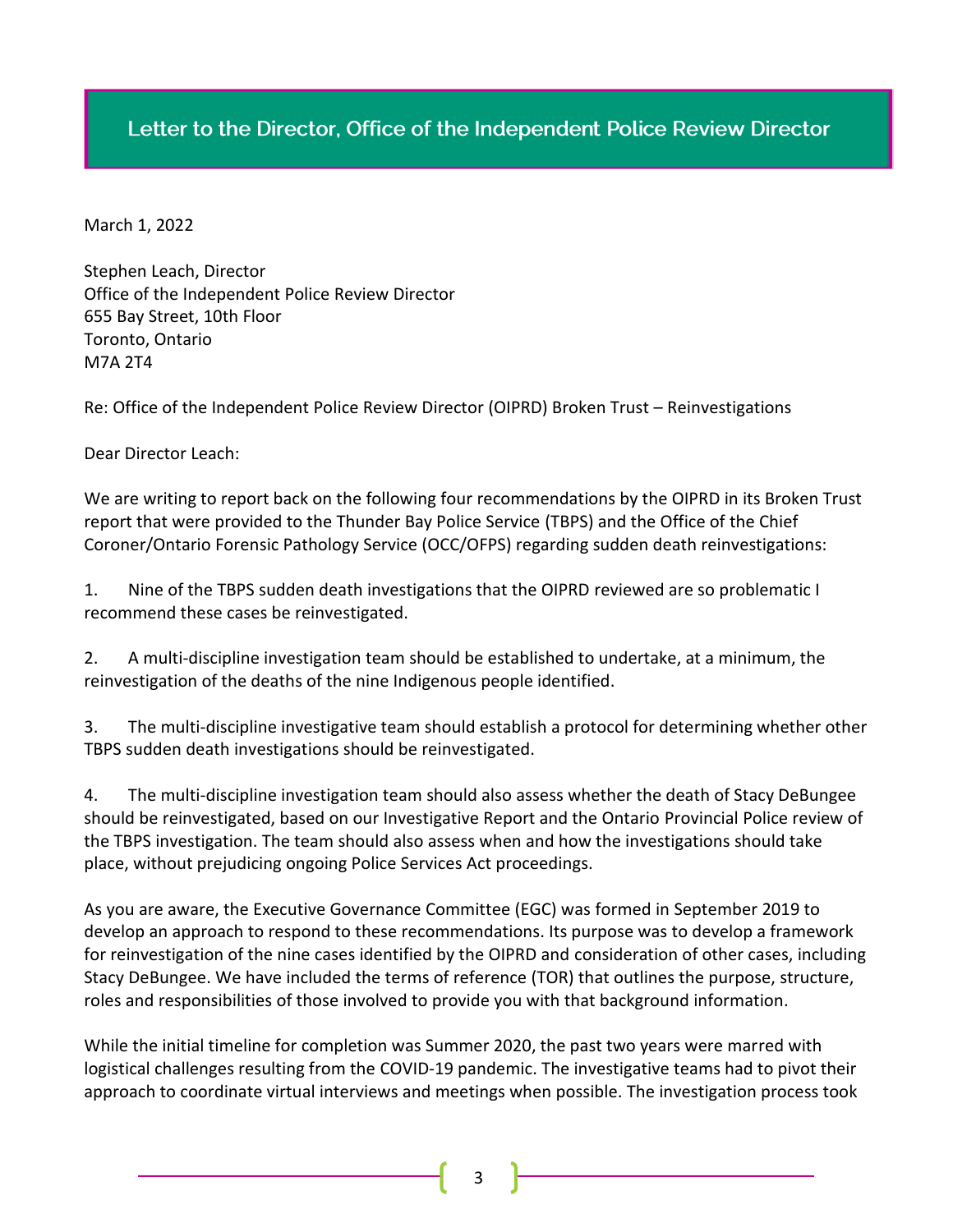## Letter to the Director, Office of the Independent Police Review Director

March 1, 2022

Stephen Leach, Director
Office of the Independent Police Review Director
655 Bay Street, 10th Floor
Toronto, Ontario
M7A 2T4

Re: Office of the Independent Police Review Director (OIPRD) Broken Trust – Reinvestigations

Dear Director Leach:

We are writing to report back on the following four recommendations by the OIPRD in its Broken Trust report that were provided to the Thunder Bay Police Service (TBPS) and the Office of the Chief Coroner/Ontario Forensic Pathology Service (OCC/OFPS) regarding sudden death reinvestigations:

1. Nine of the TBPS sudden death investigations that the OIPRD reviewed are so problematic I recommend these cases be reinvestigated.

2. A multi-discipline investigation team should be established to undertake, at a minimum, the reinvestigation of the deaths of the nine Indigenous people identified.

3. The multi-discipline investigative team should establish a protocol for determining whether other TBPS sudden death investigations should be reinvestigated.

4. The multi-discipline investigation team should also assess whether the death of Stacy DeBungee should be reinvestigated, based on our Investigative Report and the Ontario Provincial Police review of the TBPS investigation. The team should also assess when and how the investigations should take place, without prejudicing ongoing Police Services Act proceedings.

As you are aware, the Executive Governance Committee (EGC) was formed in September 2019 to develop an approach to respond to these recommendations. Its purpose was to develop a framework for reinvestigation of the nine cases identified by the OIPRD and consideration of other cases, including Stacy DeBungee. We have included the terms of reference (TOR) that outlines the purpose, structure, roles and responsibilities of those involved to provide you with that background information.

While the initial timeline for completion was Summer 2020, the past two years were marred with logistical challenges resulting from the COVID-19 pandemic. The investigative teams had to pivot their approach to coordinate virtual interviews and meetings when possible. The investigation process took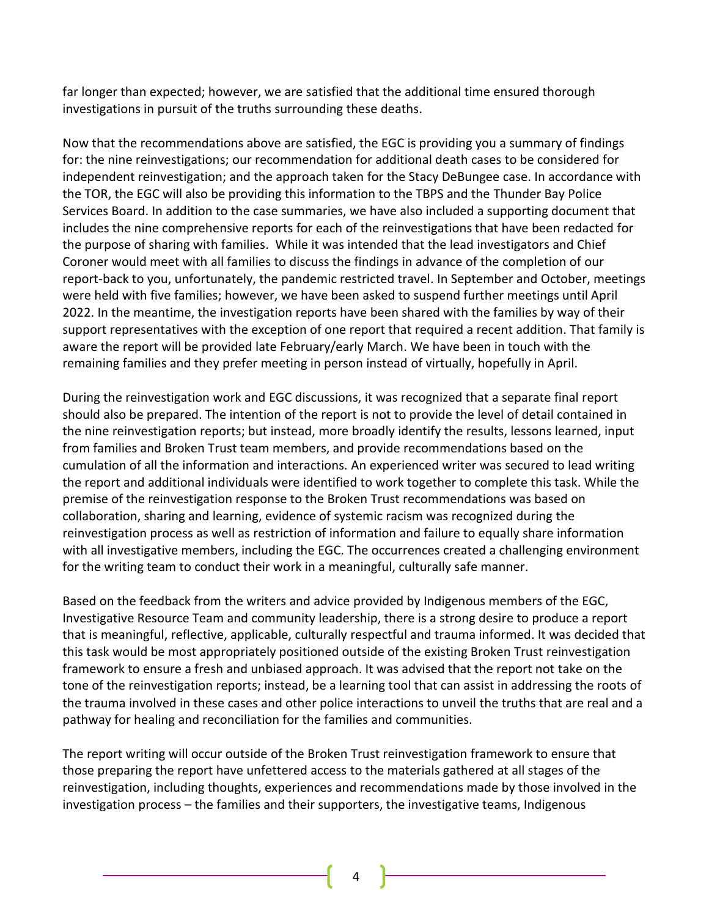far longer than expected; however, we are satisfied that the additional time ensured thorough investigations in pursuit of the truths surrounding these deaths.

Now that the recommendations above are satisfied, the EGC is providing you a summary of findings for: the nine reinvestigations; our recommendation for additional death cases to be considered for independent reinvestigation; and the approach taken for the Stacy DeBungee case. In accordance with the TOR, the EGC will also be providing this information to the TBPS and the Thunder Bay Police Services Board. In addition to the case summaries, we have also included a supporting document that includes the nine comprehensive reports for each of the reinvestigations that have been redacted for the purpose of sharing with families. While it was intended that the lead investigators and Chief Coroner would meet with all families to discuss the findings in advance of the completion of our report-back to you, unfortunately, the pandemic restricted travel. In September and October, meetings were held with five families; however, we have been asked to suspend further meetings until April 2022. In the meantime, the investigation reports have been shared with the families by way of their support representatives with the exception of one report that required a recent addition. That family is aware the report will be provided late February/early March. We have been in touch with the remaining families and they prefer meeting in person instead of virtually, hopefully in April.

During the reinvestigation work and EGC discussions, it was recognized that a separate final report should also be prepared. The intention of the report is not to provide the level of detail contained in the nine reinvestigation reports; but instead, more broadly identify the results, lessons learned, input from families and Broken Trust team members, and provide recommendations based on the cumulation of all the information and interactions. An experienced writer was secured to lead writing the report and additional individuals were identified to work together to complete this task. While the premise of the reinvestigation response to the Broken Trust recommendations was based on collaboration, sharing and learning, evidence of systemic racism was recognized during the reinvestigation process as well as restriction of information and failure to equally share information with all investigative members, including the EGC. The occurrences created a challenging environment for the writing team to conduct their work in a meaningful, culturally safe manner.

Based on the feedback from the writers and advice provided by Indigenous members of the EGC, Investigative Resource Team and community leadership, there is a strong desire to produce a report that is meaningful, reflective, applicable, culturally respectful and trauma informed. It was decided that this task would be most appropriately positioned outside of the existing Broken Trust reinvestigation framework to ensure a fresh and unbiased approach. It was advised that the report not take on the tone of the reinvestigation reports; instead, be a learning tool that can assist in addressing the roots of the trauma involved in these cases and other police interactions to unveil the truths that are real and a pathway for healing and reconciliation for the families and communities.

The report writing will occur outside of the Broken Trust reinvestigation framework to ensure that those preparing the report have unfettered access to the materials gathered at all stages of the reinvestigation, including thoughts, experiences and recommendations made by those involved in the investigation process – the families and their supporters, the investigative teams, Indigenous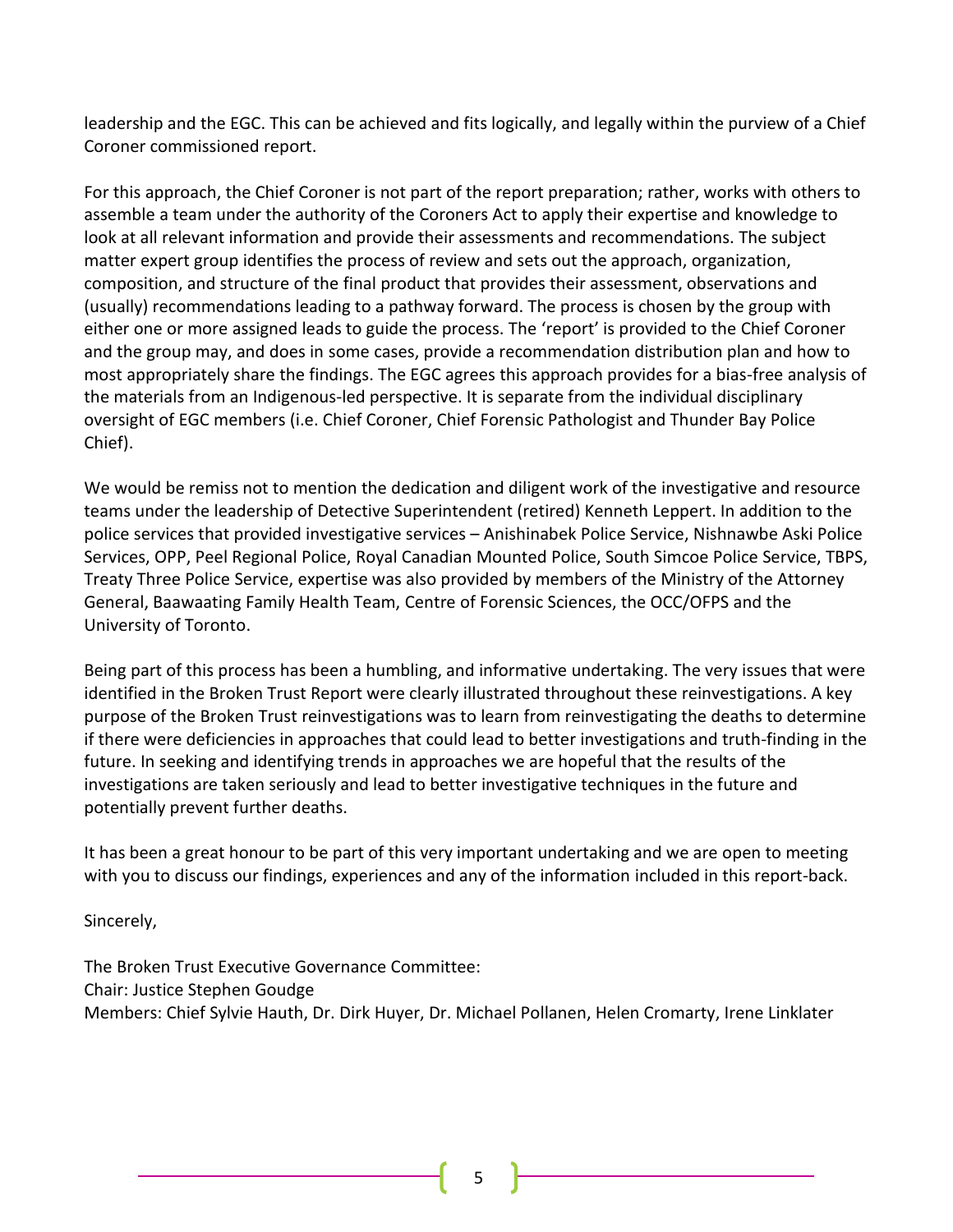leadership and the EGC. This can be achieved and fits logically, and legally within the purview of a Chief Coroner commissioned report.

For this approach, the Chief Coroner is not part of the report preparation; rather, works with others to assemble a team under the authority of the Coroners Act to apply their expertise and knowledge to look at all relevant information and provide their assessments and recommendations. The subject matter expert group identifies the process of review and sets out the approach, organization, composition, and structure of the final product that provides their assessment, observations and (usually) recommendations leading to a pathway forward. The process is chosen by the group with either one or more assigned leads to guide the process. The 'report' is provided to the Chief Coroner and the group may, and does in some cases, provide a recommendation distribution plan and how to most appropriately share the findings. The EGC agrees this approach provides for a bias-free analysis of the materials from an Indigenous-led perspective. It is separate from the individual disciplinary oversight of EGC members (i.e. Chief Coroner, Chief Forensic Pathologist and Thunder Bay Police Chief).

We would be remiss not to mention the dedication and diligent work of the investigative and resource teams under the leadership of Detective Superintendent (retired) Kenneth Leppert. In addition to the police services that provided investigative services – Anishinabek Police Service, Nishnawbe Aski Police Services, OPP, Peel Regional Police, Royal Canadian Mounted Police, South Simcoe Police Service, TBPS, Treaty Three Police Service, expertise was also provided by members of the Ministry of the Attorney General, Baawaating Family Health Team, Centre of Forensic Sciences, the OCC/OFPS and the University of Toronto.

Being part of this process has been a humbling, and informative undertaking. The very issues that were identified in the Broken Trust Report were clearly illustrated throughout these reinvestigations. A key purpose of the Broken Trust reinvestigations was to learn from reinvestigating the deaths to determine if there were deficiencies in approaches that could lead to better investigations and truth-finding in the future. In seeking and identifying trends in approaches we are hopeful that the results of the investigations are taken seriously and lead to better investigative techniques in the future and potentially prevent further deaths.

It has been a great honour to be part of this very important undertaking and we are open to meeting with you to discuss our findings, experiences and any of the information included in this report-back.

Sincerely,

The Broken Trust Executive Governance Committee:
Chair: Justice Stephen Goudge
Members: Chief Sylvie Hauth, Dr. Dirk Huyer, Dr. Michael Pollanen, Helen Cromarty, Irene Linklater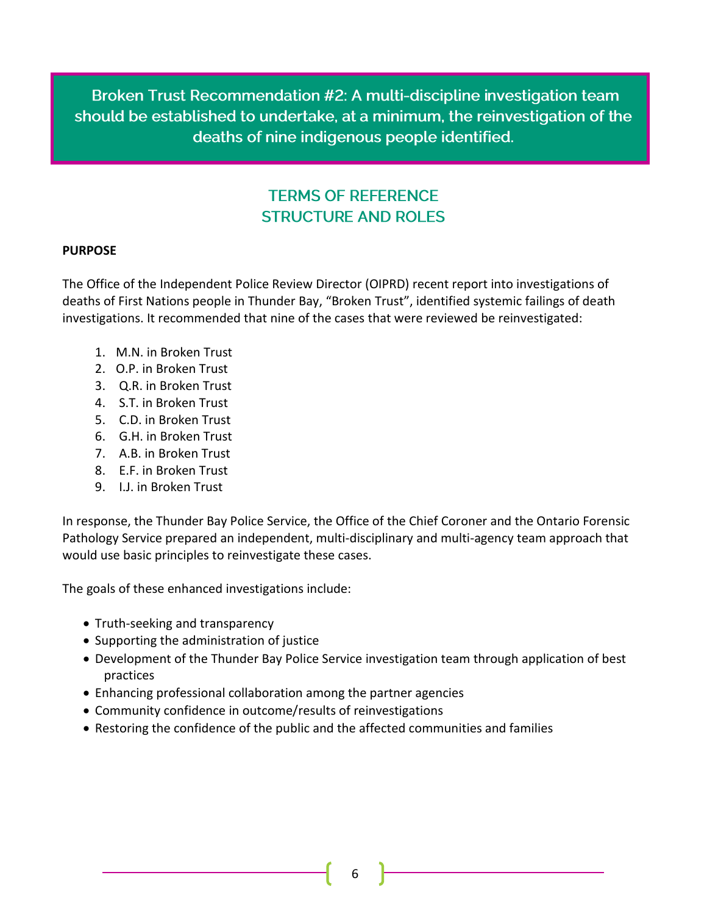**Broken Trust Recommendation #2: A multi-discipline investigation team should be established to undertake, at a minimum, the reinvestigation of the deaths of nine indigenous people identified.**

## TERMS OF REFERENCE
## STRUCTURE AND ROLES

**PURPOSE**

The Office of the Independent Police Review Director (OIPRD) recent report into investigations of deaths of First Nations people in Thunder Bay, “Broken Trust”, identified systemic failings of death investigations. It recommended that nine of the cases that were reviewed be reinvestigated:

1. M.N. in Broken Trust
2. O.P. in Broken Trust
3. Q.R. in Broken Trust
4. S.T. in Broken Trust
5. C.D. in Broken Trust
6. G.H. in Broken Trust
7. A.B. in Broken Trust
8. E.F. in Broken Trust
9. I.J. in Broken Trust

In response, the Thunder Bay Police Service, the Office of the Chief Coroner and the Ontario Forensic Pathology Service prepared an independent, multi-disciplinary and multi-agency team approach that would use basic principles to reinvestigate these cases.

The goals of these enhanced investigations include:

- Truth-seeking and transparency
- Supporting the administration of justice
- Development of the Thunder Bay Police Service investigation team through application of best practices
- Enhancing professional collaboration among the partner agencies
- Community confidence in outcome/results of reinvestigations
- Restoring the confidence of the public and the affected communities and families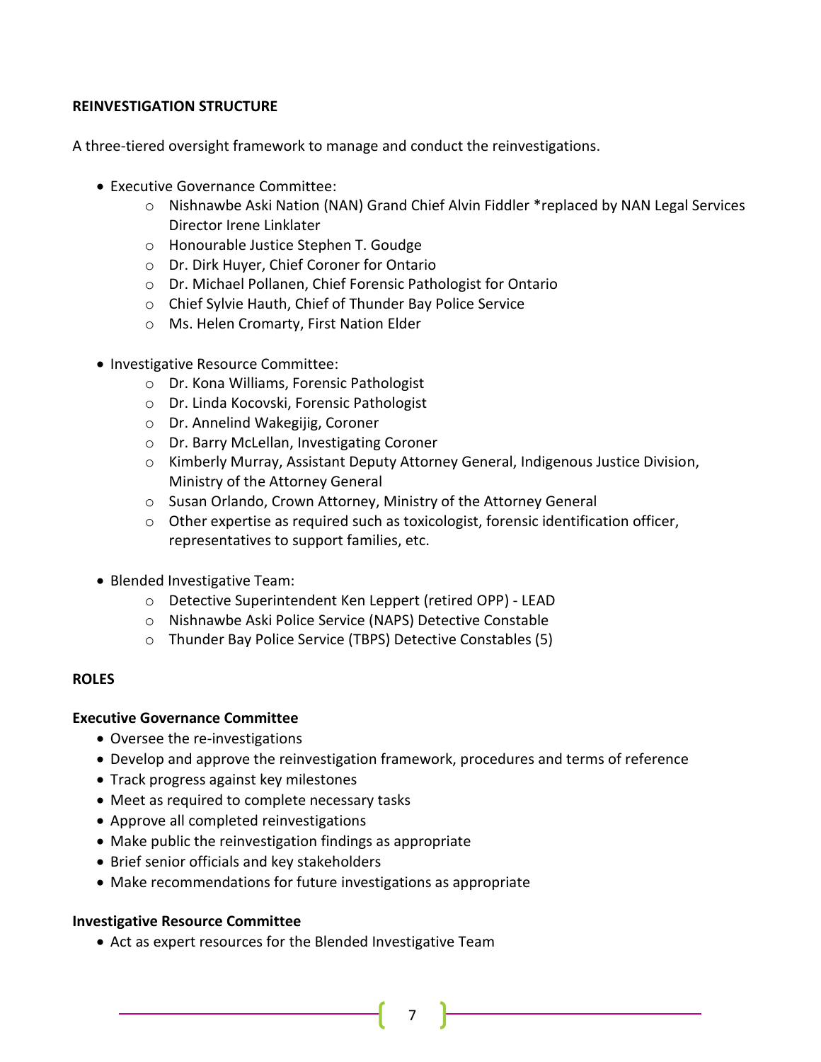**REINVESTIGATION STRUCTURE**

A three-tiered oversight framework to manage and conduct the reinvestigations.

- Executive Governance Committee:
  - Nishnawbe Aski Nation (NAN) Grand Chief Alvin Fiddler *replaced by NAN Legal Services Director Irene Linklater
  - Honourable Justice Stephen T. Goudge
  - Dr. Dirk Huyer, Chief Coroner for Ontario
  - Dr. Michael Pollanen, Chief Forensic Pathologist for Ontario
  - Chief Sylvie Hauth, Chief of Thunder Bay Police Service
  - Ms. Helen Cromarty, First Nation Elder

- Investigative Resource Committee:
  - Dr. Kona Williams, Forensic Pathologist
  - Dr. Linda Kocovski, Forensic Pathologist
  - Dr. Annelind Wakegijig, Coroner
  - Dr. Barry McLellan, Investigating Coroner
  - Kimberly Murray, Assistant Deputy Attorney General, Indigenous Justice Division, Ministry of the Attorney General
  - Susan Orlando, Crown Attorney, Ministry of the Attorney General
  - Other expertise as required such as toxicologist, forensic identification officer, representatives to support families, etc.

- Blended Investigative Team:
  - Detective Superintendent Ken Leppert (retired OPP) - LEAD
  - Nishnawbe Aski Police Service (NAPS) Detective Constable
  - Thunder Bay Police Service (TBPS) Detective Constables (5)

**ROLES**

**Executive Governance Committee**

- Oversee the re-investigations
- Develop and approve the reinvestigation framework, procedures and terms of reference
- Track progress against key milestones
- Meet as required to complete necessary tasks
- Approve all completed reinvestigations
- Make public the reinvestigation findings as appropriate
- Brief senior officials and key stakeholders
- Make recommendations for future investigations as appropriate

**Investigative Resource Committee**

- Act as expert resources for the Blended Investigative Team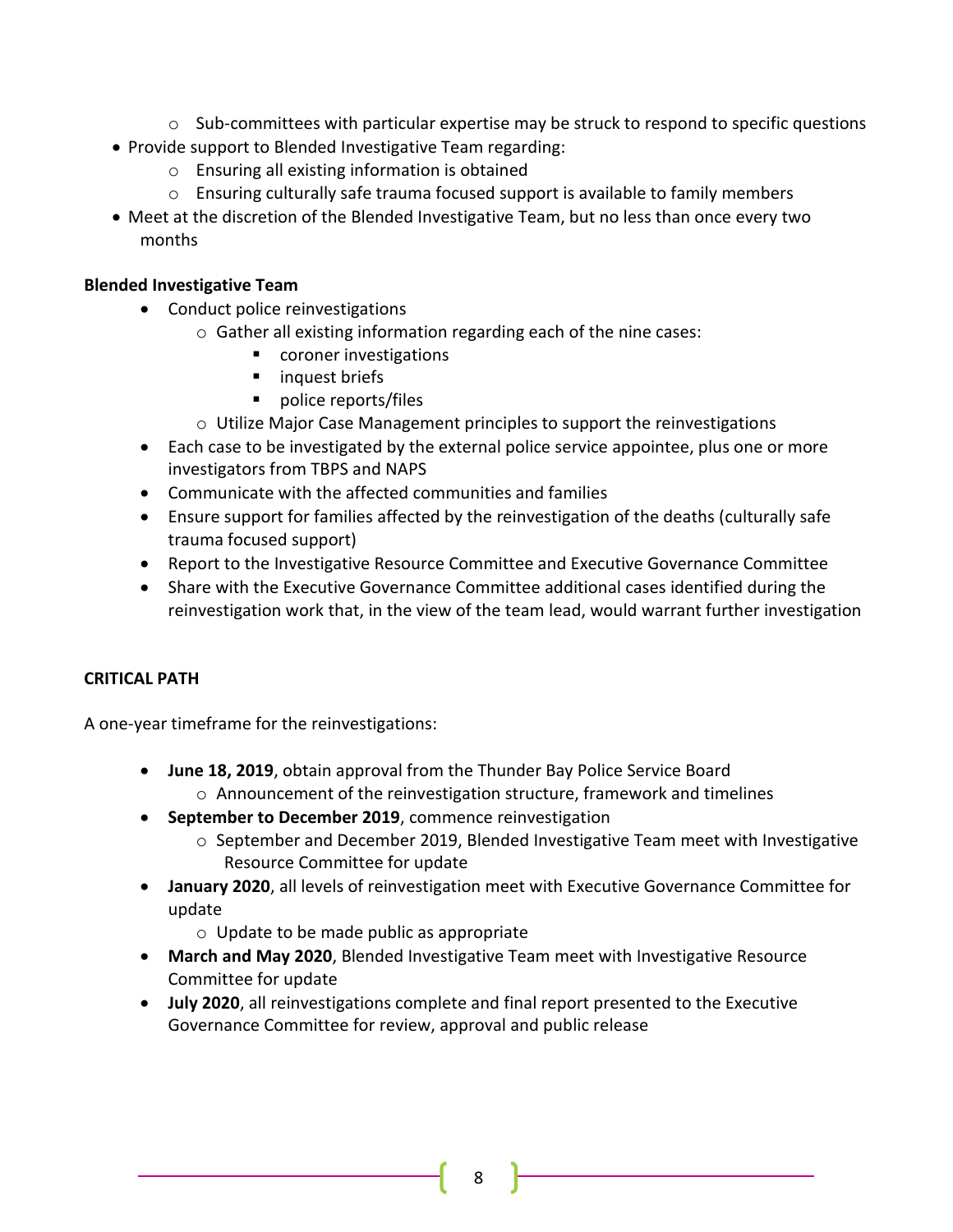- Sub-committees with particular expertise may be struck to respond to specific questions
- Provide support to Blended Investigative Team regarding:
    - Ensuring all existing information is obtained
    - Ensuring culturally safe trauma focused support is available to family members
- Meet at the discretion of the Blended Investigative Team, but no less than once every two months

**Blended Investigative Team**

- Conduct police reinvestigations
    - Gather all existing information regarding each of the nine cases:
        - coroner investigations
        - inquest briefs
        - police reports/files
    - Utilize Major Case Management principles to support the reinvestigations
- Each case to be investigated by the external police service appointee, plus one or more investigators from TBPS and NAPS
- Communicate with the affected communities and families
- Ensure support for families affected by the reinvestigation of the deaths (culturally safe trauma focused support)
- Report to the Investigative Resource Committee and Executive Governance Committee
- Share with the Executive Governance Committee additional cases identified during the reinvestigation work that, in the view of the team lead, would warrant further investigation

**CRITICAL PATH**

A one-year timeframe for the reinvestigations:

- **June 18, 2019**, obtain approval from the Thunder Bay Police Service Board
    - Announcement of the reinvestigation structure, framework and timelines
- **September to December 2019**, commence reinvestigation
    - September and December 2019, Blended Investigative Team meet with Investigative Resource Committee for update
- **January 2020**, all levels of reinvestigation meet with Executive Governance Committee for update
    - Update to be made public as appropriate
- **March and May 2020**, Blended Investigative Team meet with Investigative Resource Committee for update
- **July 2020**, all reinvestigations complete and final report presented to the Executive Governance Committee for review, approval and public release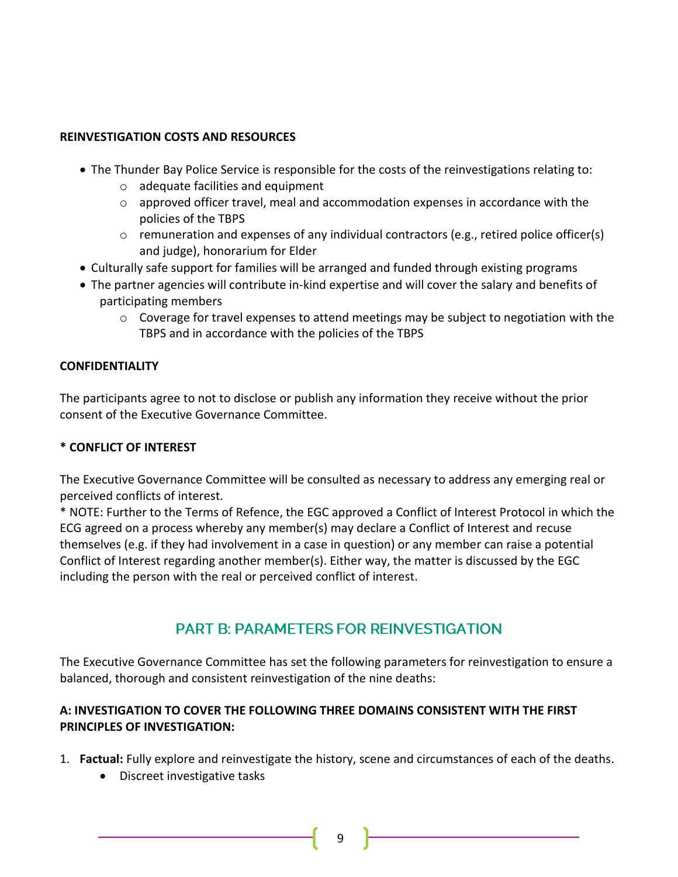**REINVESTIGATION COSTS AND RESOURCES**

- The Thunder Bay Police Service is responsible for the costs of the reinvestigations relating to:
  - adequate facilities and equipment
  - approved officer travel, meal and accommodation expenses in accordance with the policies of the TBPS
  - remuneration and expenses of any individual contractors (e.g., retired police officer(s) and judge), honorarium for Elder
- Culturally safe support for families will be arranged and funded through existing programs
- The partner agencies will contribute in-kind expertise and will cover the salary and benefits of participating members
  - Coverage for travel expenses to attend meetings may be subject to negotiation with the TBPS and in accordance with the policies of the TBPS

**CONFIDENTIALITY**

The participants agree to not to disclose or publish any information they receive without the prior consent of the Executive Governance Committee.

**\* CONFLICT OF INTEREST**

The Executive Governance Committee will be consulted as necessary to address any emerging real or perceived conflicts of interest.

\* NOTE: Further to the Terms of Refence, the EGC approved a Conflict of Interest Protocol in which the ECG agreed on a process whereby any member(s) may declare a Conflict of Interest and recuse themselves (e.g. if they had involvement in a case in question) or any member can raise a potential Conflict of Interest regarding another member(s). Either way, the matter is discussed by the EGC including the person with the real or perceived conflict of interest.

## PART B: PARAMETERS FOR REINVESTIGATION

The Executive Governance Committee has set the following parameters for reinvestigation to ensure a balanced, thorough and consistent reinvestigation of the nine deaths:

**A: INVESTIGATION TO COVER THE FOLLOWING THREE DOMAINS CONSISTENT WITH THE FIRST PRINCIPLES OF INVESTIGATION:**

1. **Factual:** Fully explore and reinvestigate the history, scene and circumstances of each of the deaths.
   - Discreet investigative tasks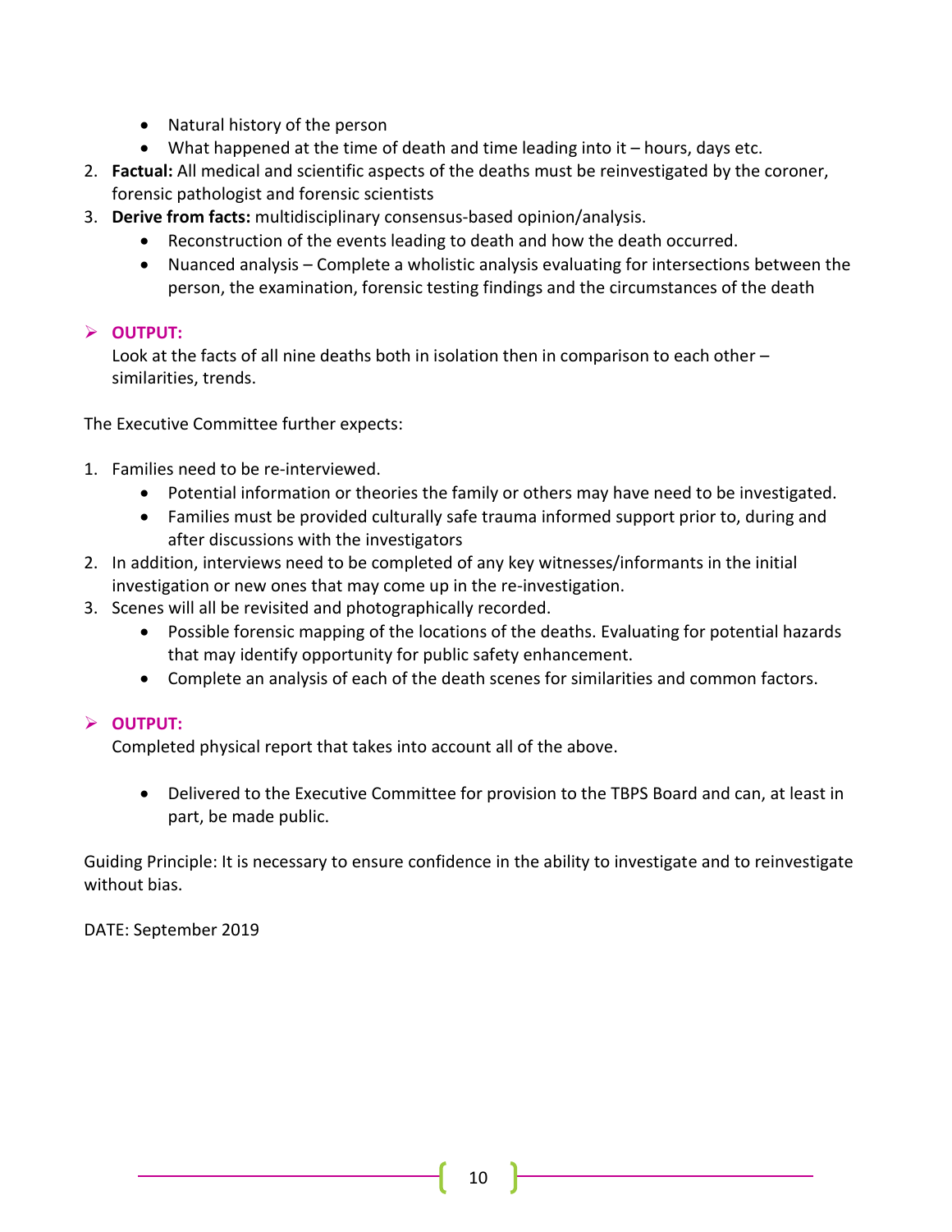- Natural history of the person
- What happened at the time of death and time leading into it – hours, days etc.

2. **Factual:** All medical and scientific aspects of the deaths must be reinvestigated by the coroner, forensic pathologist and forensic scientists
3. **Derive from facts:** multidisciplinary consensus-based opinion/analysis.
   - Reconstruction of the events leading to death and how the death occurred.
   - Nuanced analysis – Complete a wholistic analysis evaluating for intersections between the person, the examination, forensic testing findings and the circumstances of the death

➢ **OUTPUT:**

Look at the facts of all nine deaths both in isolation then in comparison to each other – similarities, trends.

The Executive Committee further expects:

1. Families need to be re-interviewed.
   - Potential information or theories the family or others may have need to be investigated.
   - Families must be provided culturally safe trauma informed support prior to, during and after discussions with the investigators
2. In addition, interviews need to be completed of any key witnesses/informants in the initial investigation or new ones that may come up in the re-investigation.
3. Scenes will all be revisited and photographically recorded.
   - Possible forensic mapping of the locations of the deaths. Evaluating for potential hazards that may identify opportunity for public safety enhancement.
   - Complete an analysis of each of the death scenes for similarities and common factors.

➢ **OUTPUT:**

Completed physical report that takes into account all of the above.

- Delivered to the Executive Committee for provision to the TBPS Board and can, at least in part, be made public.

Guiding Principle: It is necessary to ensure confidence in the ability to investigate and to reinvestigate without bias.

DATE: September 2019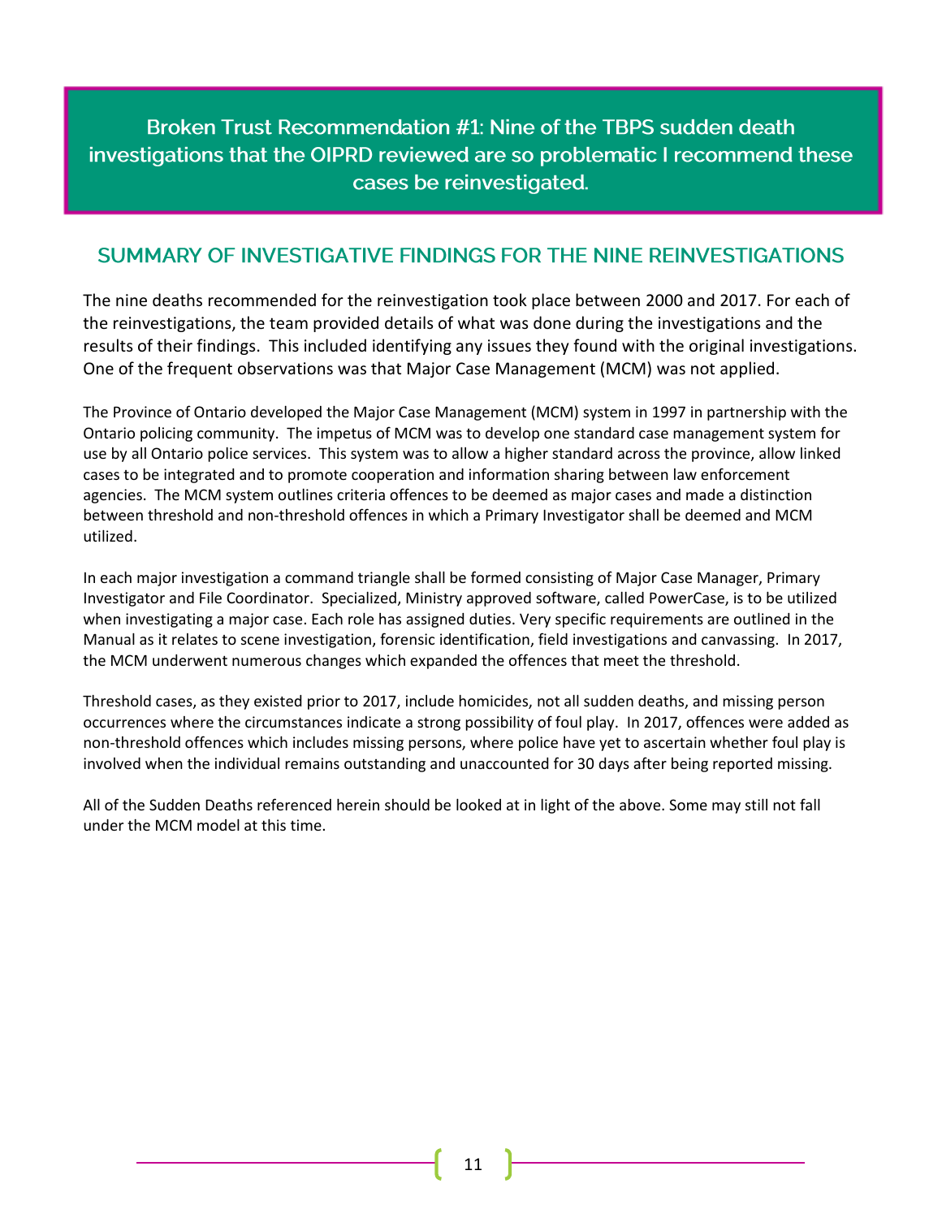**Broken Trust Recommendation #1: Nine of the TBPS sudden death investigations that the OIPRD reviewed are so problematic I recommend these cases be reinvestigated.**

## SUMMARY OF INVESTIGATIVE FINDINGS FOR THE NINE REINVESTIGATIONS

The nine deaths recommended for the reinvestigation took place between 2000 and 2017. For each of the reinvestigations, the team provided details of what was done during the investigations and the results of their findings. This included identifying any issues they found with the original investigations. One of the frequent observations was that Major Case Management (MCM) was not applied.

The Province of Ontario developed the Major Case Management (MCM) system in 1997 in partnership with the Ontario policing community. The impetus of MCM was to develop one standard case management system for use by all Ontario police services. This system was to allow a higher standard across the province, allow linked cases to be integrated and to promote cooperation and information sharing between law enforcement agencies. The MCM system outlines criteria offences to be deemed as major cases and made a distinction between threshold and non-threshold offences in which a Primary Investigator shall be deemed and MCM utilized.

In each major investigation a command triangle shall be formed consisting of Major Case Manager, Primary Investigator and File Coordinator. Specialized, Ministry approved software, called PowerCase, is to be utilized when investigating a major case. Each role has assigned duties. Very specific requirements are outlined in the Manual as it relates to scene investigation, forensic identification, field investigations and canvassing. In 2017, the MCM underwent numerous changes which expanded the offences that meet the threshold.

Threshold cases, as they existed prior to 2017, include homicides, not all sudden deaths, and missing person occurrences where the circumstances indicate a strong possibility of foul play. In 2017, offences were added as non-threshold offences which includes missing persons, where police have yet to ascertain whether foul play is involved when the individual remains outstanding and unaccounted for 30 days after being reported missing.

All of the Sudden Deaths referenced herein should be looked at in light of the above. Some may still not fall under the MCM model at this time.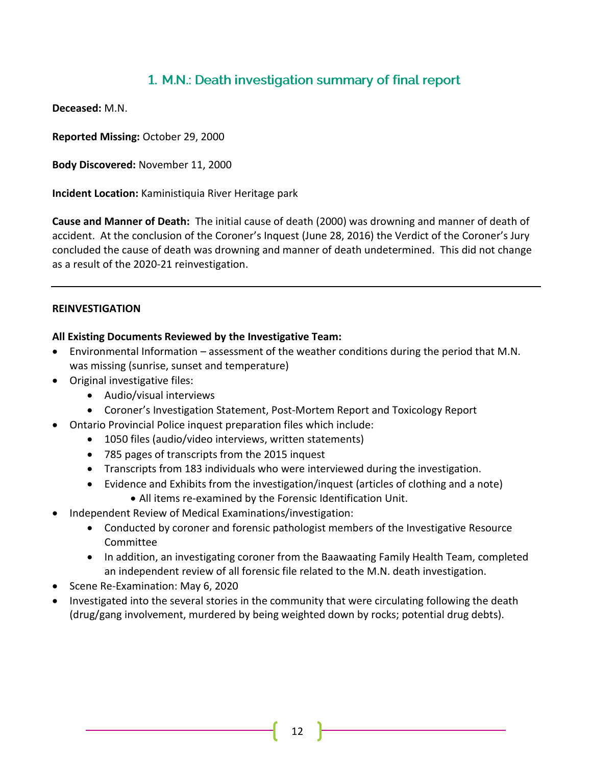## 1. M.N.: Death investigation summary of final report

**Deceased:** M.N.

**Reported Missing:** October 29, 2000

**Body Discovered:** November 11, 2000

**Incident Location:** Kaministiquia River Heritage park

**Cause and Manner of Death:** The initial cause of death (2000) was drowning and manner of death of accident. At the conclusion of the Coroner's Inquest (June 28, 2016) the Verdict of the Coroner's Jury concluded the cause of death was drowning and manner of death undetermined. This did not change as a result of the 2020-21 reinvestigation.

---

**REINVESTIGATION**

**All Existing Documents Reviewed by the Investigative Team:**

- Environmental Information – assessment of the weather conditions during the period that M.N. was missing (sunrise, sunset and temperature)
- Original investigative files:
  - Audio/visual interviews
  - Coroner's Investigation Statement, Post-Mortem Report and Toxicology Report
- Ontario Provincial Police inquest preparation files which include:
  - 1050 files (audio/video interviews, written statements)
  - 785 pages of transcripts from the 2015 inquest
  - Transcripts from 183 individuals who were interviewed during the investigation.
  - Evidence and Exhibits from the investigation/inquest (articles of clothing and a note)
    - All items re-examined by the Forensic Identification Unit.
- Independent Review of Medical Examinations/investigation:
  - Conducted by coroner and forensic pathologist members of the Investigative Resource Committee
  - In addition, an investigating coroner from the Baawaating Family Health Team, completed an independent review of all forensic file related to the M.N. death investigation.
- Scene Re-Examination: May 6, 2020
- Investigated into the several stories in the community that were circulating following the death (drug/gang involvement, murdered by being weighted down by rocks; potential drug debts).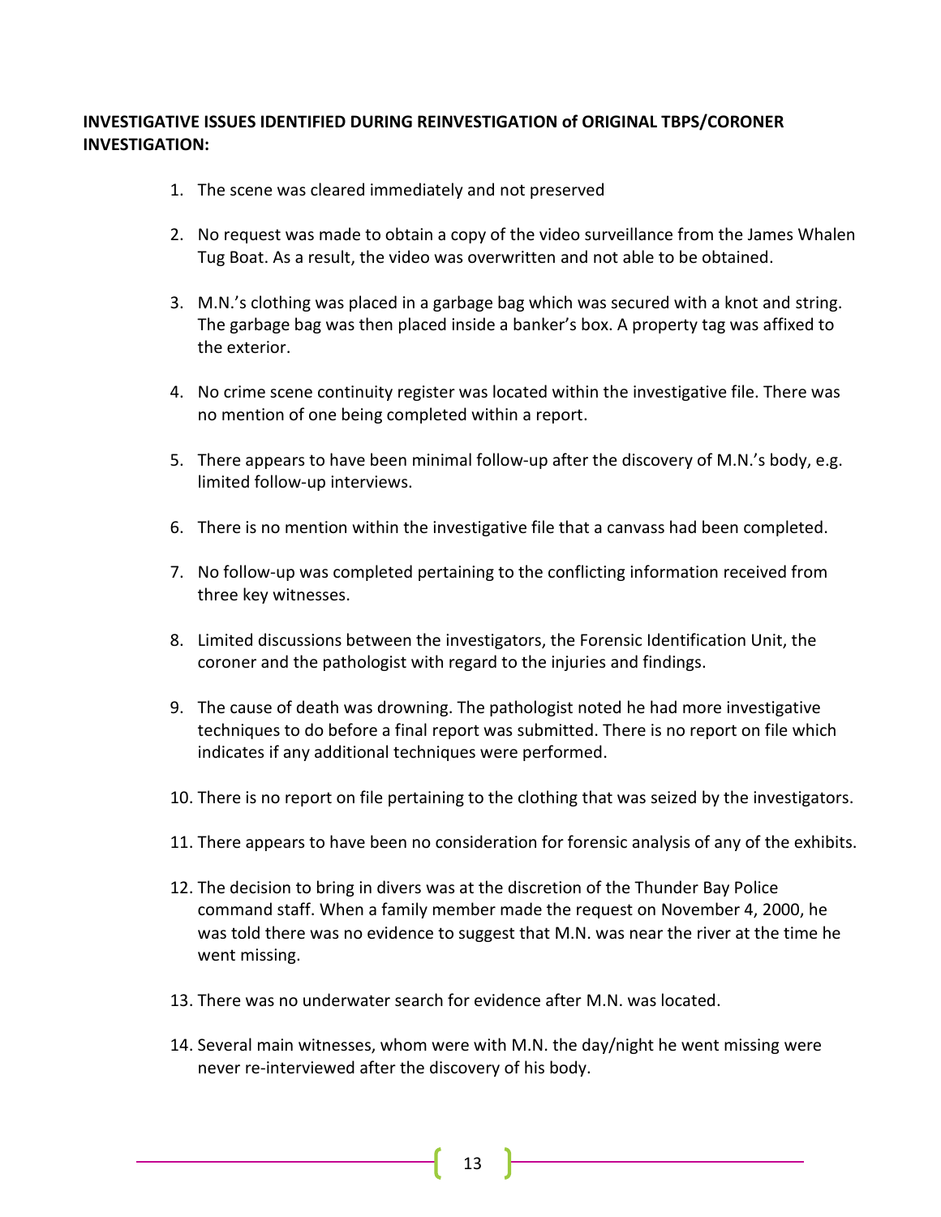**INVESTIGATIVE ISSUES IDENTIFIED DURING REINVESTIGATION of ORIGINAL TBPS/CORONER INVESTIGATION:**

1. The scene was cleared immediately and not preserved

2. No request was made to obtain a copy of the video surveillance from the James Whalen Tug Boat. As a result, the video was overwritten and not able to be obtained.

3. M.N.'s clothing was placed in a garbage bag which was secured with a knot and string. The garbage bag was then placed inside a banker's box. A property tag was affixed to the exterior.

4. No crime scene continuity register was located within the investigative file. There was no mention of one being completed within a report.

5. There appears to have been minimal follow-up after the discovery of M.N.'s body, e.g. limited follow-up interviews.

6. There is no mention within the investigative file that a canvass had been completed.

7. No follow-up was completed pertaining to the conflicting information received from three key witnesses.

8. Limited discussions between the investigators, the Forensic Identification Unit, the coroner and the pathologist with regard to the injuries and findings.

9. The cause of death was drowning. The pathologist noted he had more investigative techniques to do before a final report was submitted. There is no report on file which indicates if any additional techniques were performed.

10. There is no report on file pertaining to the clothing that was seized by the investigators.

11. There appears to have been no consideration for forensic analysis of any of the exhibits.

12. The decision to bring in divers was at the discretion of the Thunder Bay Police command staff. When a family member made the request on November 4, 2000, he was told there was no evidence to suggest that M.N. was near the river at the time he went missing.

13. There was no underwater search for evidence after M.N. was located.

14. Several main witnesses, whom were with M.N. the day/night he went missing were never re-interviewed after the discovery of his body.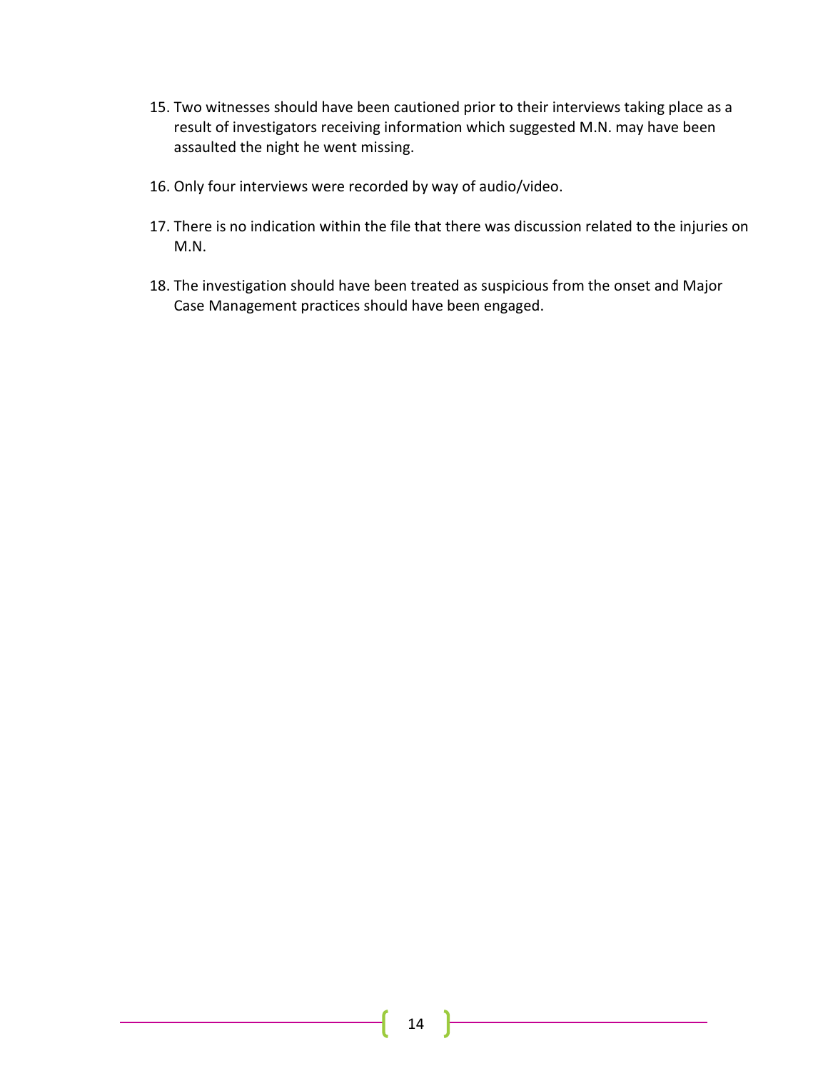15. Two witnesses should have been cautioned prior to their interviews taking place as a result of investigators receiving information which suggested M.N. may have been assaulted the night he went missing.

16. Only four interviews were recorded by way of audio/video.

17. There is no indication within the file that there was discussion related to the injuries on M.N.

18. The investigation should have been treated as suspicious from the onset and Major Case Management practices should have been engaged.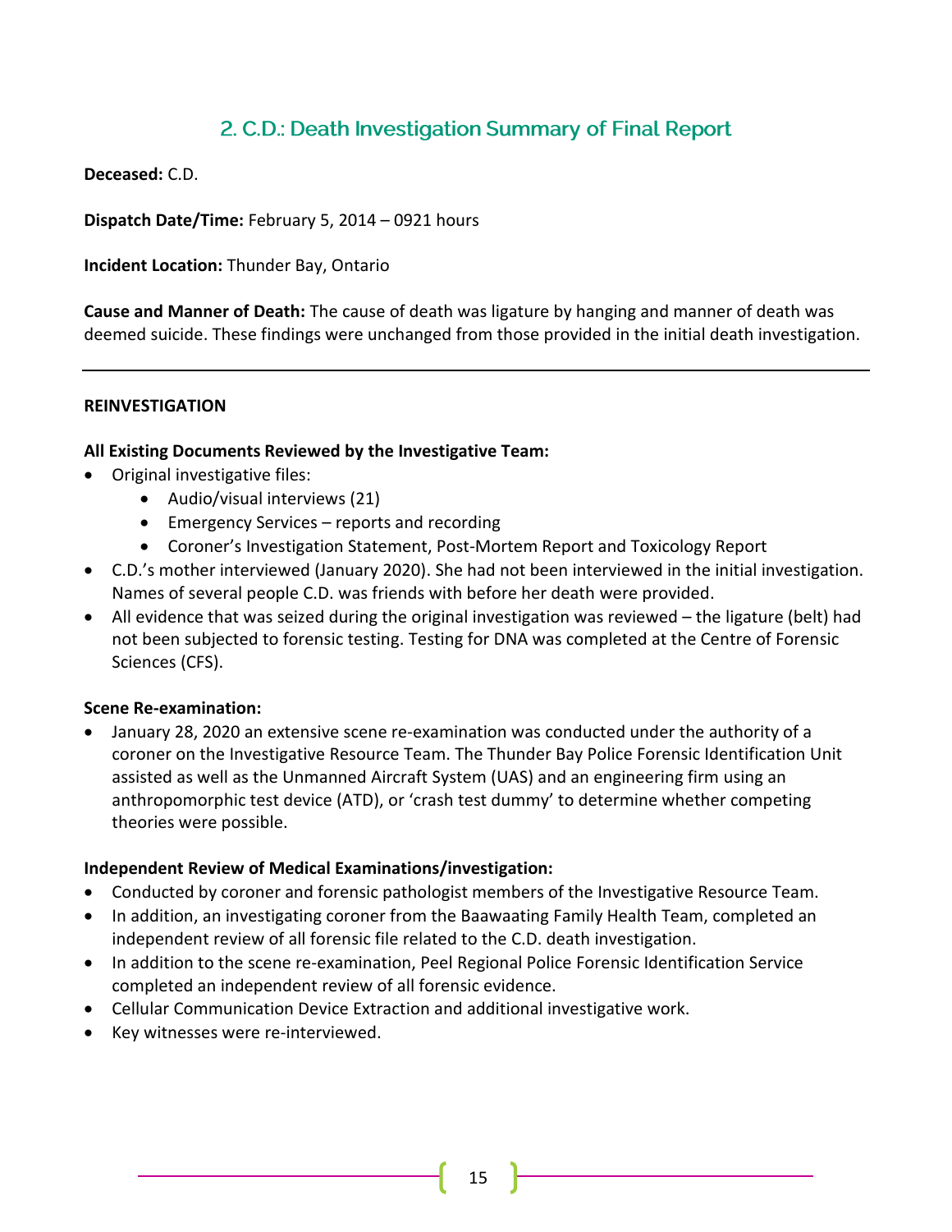## 2. C.D.: Death Investigation Summary of Final Report

**Deceased:** C.D.

**Dispatch Date/Time:** February 5, 2014 – 0921 hours

**Incident Location:** Thunder Bay, Ontario

**Cause and Manner of Death:** The cause of death was ligature by hanging and manner of death was deemed suicide. These findings were unchanged from those provided in the initial death investigation.

---

**REINVESTIGATION**

**All Existing Documents Reviewed by the Investigative Team:**

- Original investigative files:
  - Audio/visual interviews (21)
  - Emergency Services – reports and recording
  - Coroner's Investigation Statement, Post-Mortem Report and Toxicology Report
- C.D.'s mother interviewed (January 2020). She had not been interviewed in the initial investigation. Names of several people C.D. was friends with before her death were provided.
- All evidence that was seized during the original investigation was reviewed – the ligature (belt) had not been subjected to forensic testing. Testing for DNA was completed at the Centre of Forensic Sciences (CFS).

**Scene Re-examination:**

- January 28, 2020 an extensive scene re-examination was conducted under the authority of a coroner on the Investigative Resource Team. The Thunder Bay Police Forensic Identification Unit assisted as well as the Unmanned Aircraft System (UAS) and an engineering firm using an anthropomorphic test device (ATD), or 'crash test dummy' to determine whether competing theories were possible.

**Independent Review of Medical Examinations/investigation:**

- Conducted by coroner and forensic pathologist members of the Investigative Resource Team.
- In addition, an investigating coroner from the Baawaating Family Health Team, completed an independent review of all forensic file related to the C.D. death investigation.
- In addition to the scene re-examination, Peel Regional Police Forensic Identification Service completed an independent review of all forensic evidence.
- Cellular Communication Device Extraction and additional investigative work.
- Key witnesses were re-interviewed.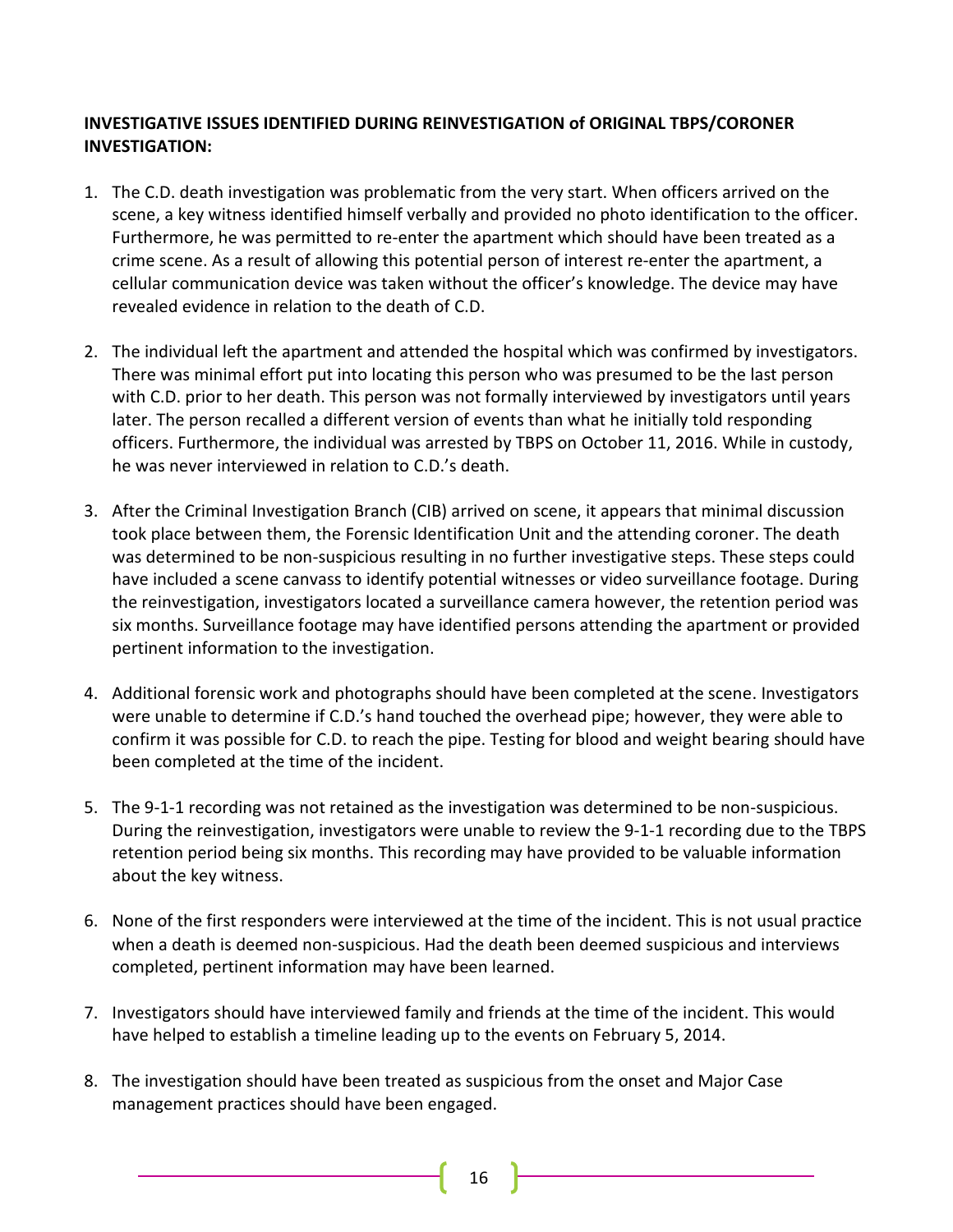**INVESTIGATIVE ISSUES IDENTIFIED DURING REINVESTIGATION of ORIGINAL TBPS/CORONER INVESTIGATION:**

1. The C.D. death investigation was problematic from the very start. When officers arrived on the scene, a key witness identified himself verbally and provided no photo identification to the officer. Furthermore, he was permitted to re-enter the apartment which should have been treated as a crime scene. As a result of allowing this potential person of interest re-enter the apartment, a cellular communication device was taken without the officer's knowledge. The device may have revealed evidence in relation to the death of C.D.

2. The individual left the apartment and attended the hospital which was confirmed by investigators. There was minimal effort put into locating this person who was presumed to be the last person with C.D. prior to her death. This person was not formally interviewed by investigators until years later. The person recalled a different version of events than what he initially told responding officers. Furthermore, the individual was arrested by TBPS on October 11, 2016. While in custody, he was never interviewed in relation to C.D.'s death.

3. After the Criminal Investigation Branch (CIB) arrived on scene, it appears that minimal discussion took place between them, the Forensic Identification Unit and the attending coroner. The death was determined to be non-suspicious resulting in no further investigative steps. These steps could have included a scene canvass to identify potential witnesses or video surveillance footage. During the reinvestigation, investigators located a surveillance camera however, the retention period was six months. Surveillance footage may have identified persons attending the apartment or provided pertinent information to the investigation.

4. Additional forensic work and photographs should have been completed at the scene. Investigators were unable to determine if C.D.'s hand touched the overhead pipe; however, they were able to confirm it was possible for C.D. to reach the pipe. Testing for blood and weight bearing should have been completed at the time of the incident.

5. The 9-1-1 recording was not retained as the investigation was determined to be non-suspicious. During the reinvestigation, investigators were unable to review the 9-1-1 recording due to the TBPS retention period being six months. This recording may have provided to be valuable information about the key witness.

6. None of the first responders were interviewed at the time of the incident. This is not usual practice when a death is deemed non-suspicious. Had the death been deemed suspicious and interviews completed, pertinent information may have been learned.

7. Investigators should have interviewed family and friends at the time of the incident. This would have helped to establish a timeline leading up to the events on February 5, 2014.

8. The investigation should have been treated as suspicious from the onset and Major Case management practices should have been engaged.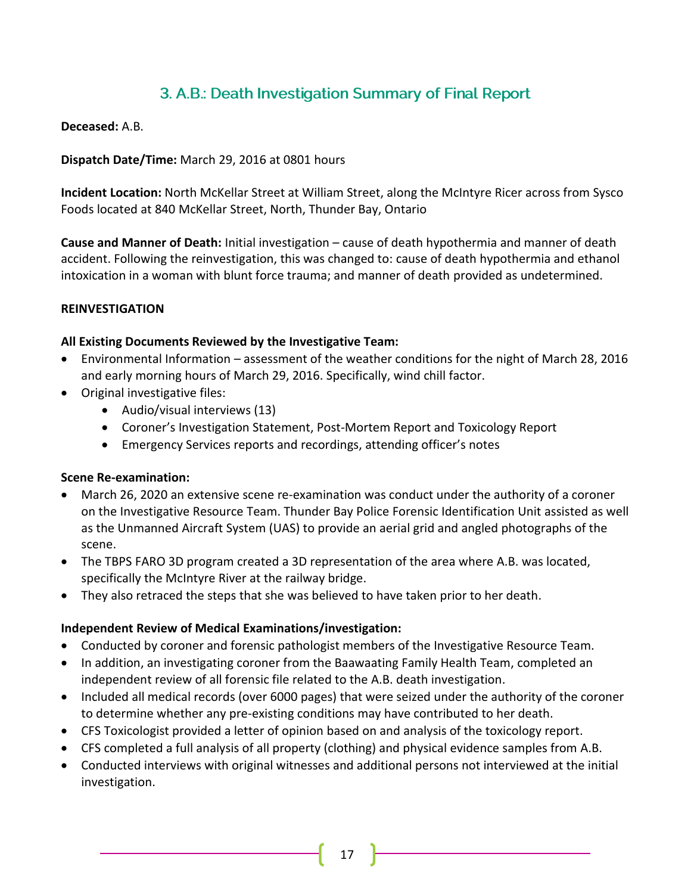## 3. A.B.: Death Investigation Summary of Final Report

**Deceased:** A.B.

**Dispatch Date/Time:** March 29, 2016 at 0801 hours

**Incident Location:** North McKellar Street at William Street, along the McIntyre Ricer across from Sysco Foods located at 840 McKellar Street, North, Thunder Bay, Ontario

**Cause and Manner of Death:** Initial investigation – cause of death hypothermia and manner of death accident. Following the reinvestigation, this was changed to: cause of death hypothermia and ethanol intoxication in a woman with blunt force trauma; and manner of death provided as undetermined.

**REINVESTIGATION**

**All Existing Documents Reviewed by the Investigative Team:**

- Environmental Information – assessment of the weather conditions for the night of March 28, 2016 and early morning hours of March 29, 2016. Specifically, wind chill factor.
- Original investigative files:
  - Audio/visual interviews (13)
  - Coroner's Investigation Statement, Post-Mortem Report and Toxicology Report
  - Emergency Services reports and recordings, attending officer's notes

**Scene Re-examination:**

- March 26, 2020 an extensive scene re-examination was conduct under the authority of a coroner on the Investigative Resource Team. Thunder Bay Police Forensic Identification Unit assisted as well as the Unmanned Aircraft System (UAS) to provide an aerial grid and angled photographs of the scene.
- The TBPS FARO 3D program created a 3D representation of the area where A.B. was located, specifically the McIntyre River at the railway bridge.
- They also retraced the steps that she was believed to have taken prior to her death.

**Independent Review of Medical Examinations/investigation:**

- Conducted by coroner and forensic pathologist members of the Investigative Resource Team.
- In addition, an investigating coroner from the Baawaating Family Health Team, completed an independent review of all forensic file related to the A.B. death investigation.
- Included all medical records (over 6000 pages) that were seized under the authority of the coroner to determine whether any pre-existing conditions may have contributed to her death.
- CFS Toxicologist provided a letter of opinion based on and analysis of the toxicology report.
- CFS completed a full analysis of all property (clothing) and physical evidence samples from A.B.
- Conducted interviews with original witnesses and additional persons not interviewed at the initial investigation.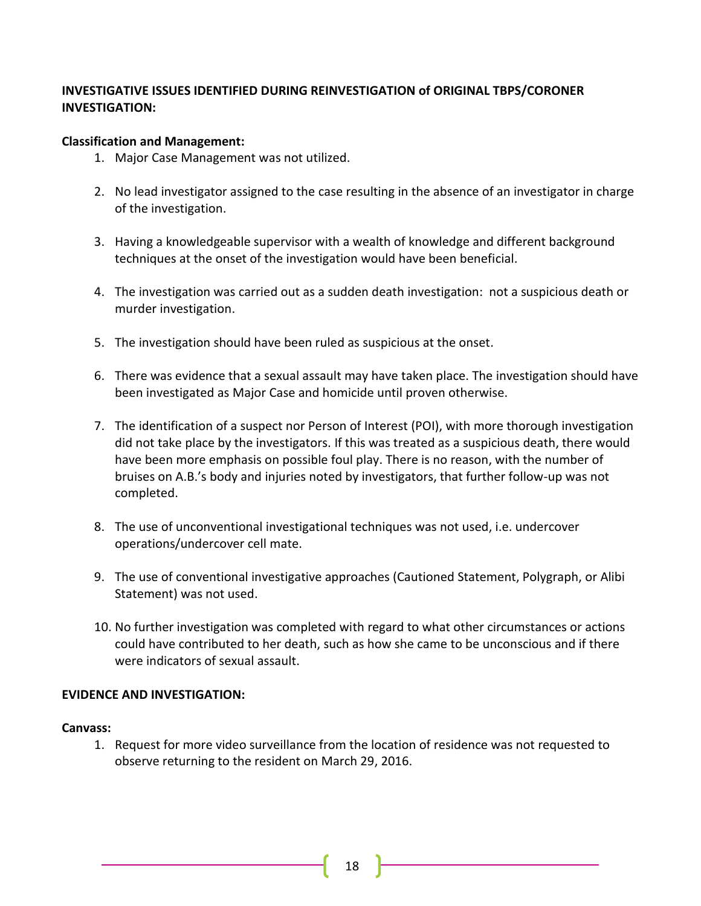**INVESTIGATIVE ISSUES IDENTIFIED DURING REINVESTIGATION of ORIGINAL TBPS/CORONER INVESTIGATION:**

**Classification and Management:**

1. Major Case Management was not utilized.

2. No lead investigator assigned to the case resulting in the absence of an investigator in charge of the investigation.

3. Having a knowledgeable supervisor with a wealth of knowledge and different background techniques at the onset of the investigation would have been beneficial.

4. The investigation was carried out as a sudden death investigation: not a suspicious death or murder investigation.

5. The investigation should have been ruled as suspicious at the onset.

6. There was evidence that a sexual assault may have taken place. The investigation should have been investigated as Major Case and homicide until proven otherwise.

7. The identification of a suspect nor Person of Interest (POI), with more thorough investigation did not take place by the investigators. If this was treated as a suspicious death, there would have been more emphasis on possible foul play. There is no reason, with the number of bruises on A.B.'s body and injuries noted by investigators, that further follow-up was not completed.

8. The use of unconventional investigational techniques was not used, i.e. undercover operations/undercover cell mate.

9. The use of conventional investigative approaches (Cautioned Statement, Polygraph, or Alibi Statement) was not used.

10. No further investigation was completed with regard to what other circumstances or actions could have contributed to her death, such as how she came to be unconscious and if there were indicators of sexual assault.

**EVIDENCE AND INVESTIGATION:**

**Canvass:**

1. Request for more video surveillance from the location of residence was not requested to observe returning to the resident on March 29, 2016.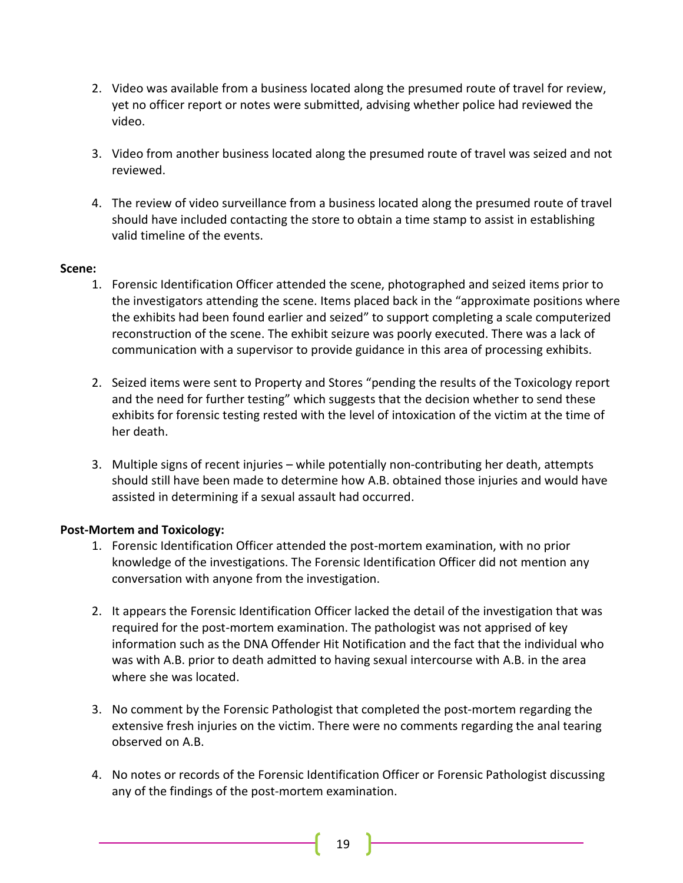2. Video was available from a business located along the presumed route of travel for review, yet no officer report or notes were submitted, advising whether police had reviewed the video.

3. Video from another business located along the presumed route of travel was seized and not reviewed.

4. The review of video surveillance from a business located along the presumed route of travel should have included contacting the store to obtain a time stamp to assist in establishing valid timeline of the events.

**Scene:**

1. Forensic Identification Officer attended the scene, photographed and seized items prior to the investigators attending the scene. Items placed back in the "approximate positions where the exhibits had been found earlier and seized" to support completing a scale computerized reconstruction of the scene. The exhibit seizure was poorly executed. There was a lack of communication with a supervisor to provide guidance in this area of processing exhibits.

2. Seized items were sent to Property and Stores "pending the results of the Toxicology report and the need for further testing" which suggests that the decision whether to send these exhibits for forensic testing rested with the level of intoxication of the victim at the time of her death.

3. Multiple signs of recent injuries – while potentially non-contributing her death, attempts should still have been made to determine how A.B. obtained those injuries and would have assisted in determining if a sexual assault had occurred.

**Post-Mortem and Toxicology:**

1. Forensic Identification Officer attended the post-mortem examination, with no prior knowledge of the investigations. The Forensic Identification Officer did not mention any conversation with anyone from the investigation.

2. It appears the Forensic Identification Officer lacked the detail of the investigation that was required for the post-mortem examination. The pathologist was not apprised of key information such as the DNA Offender Hit Notification and the fact that the individual who was with A.B. prior to death admitted to having sexual intercourse with A.B. in the area where she was located.

3. No comment by the Forensic Pathologist that completed the post-mortem regarding the extensive fresh injuries on the victim. There were no comments regarding the anal tearing observed on A.B.

4. No notes or records of the Forensic Identification Officer or Forensic Pathologist discussing any of the findings of the post-mortem examination.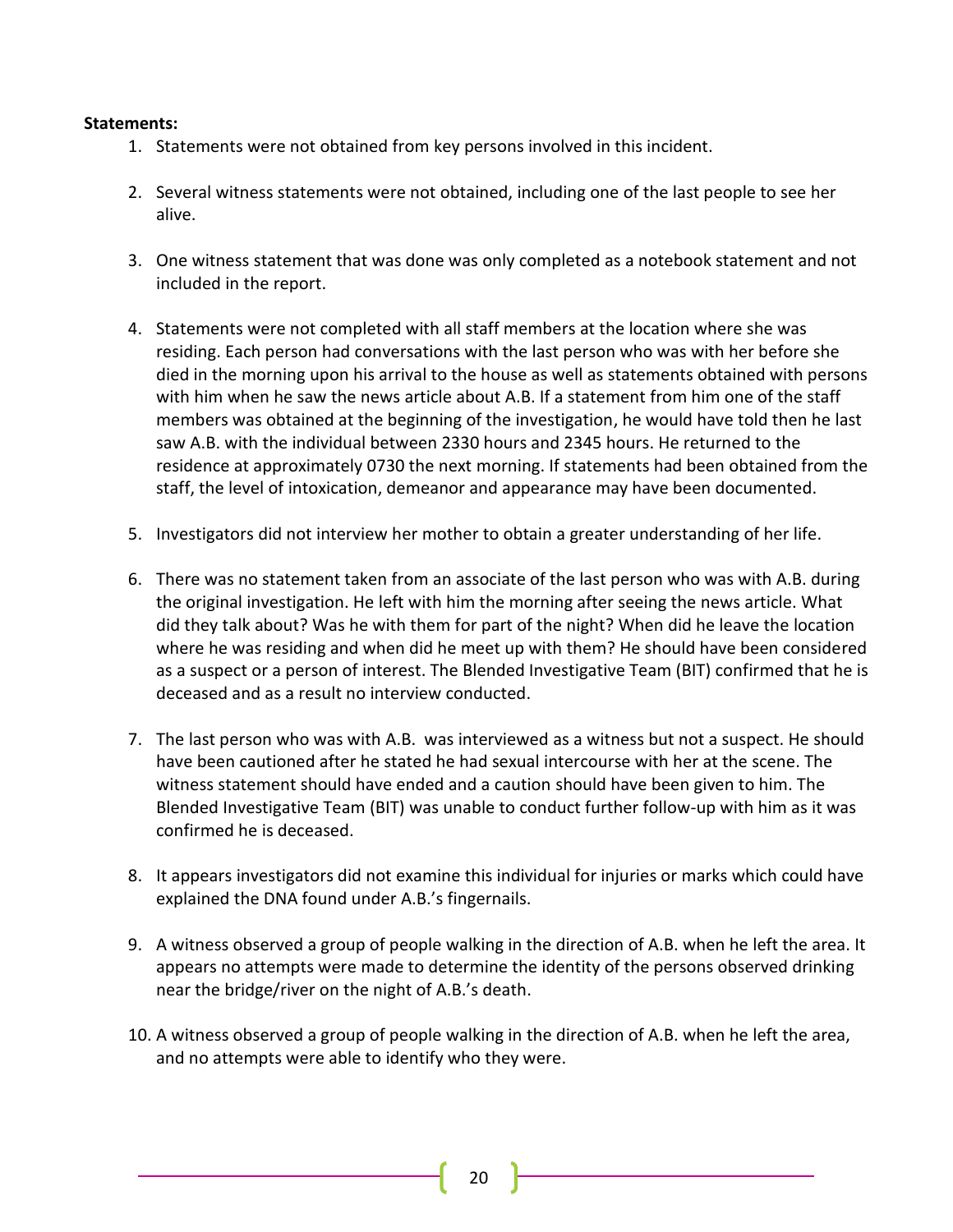**Statements:**

1. Statements were not obtained from key persons involved in this incident.

2. Several witness statements were not obtained, including one of the last people to see her alive.

3. One witness statement that was done was only completed as a notebook statement and not included in the report.

4. Statements were not completed with all staff members at the location where she was residing. Each person had conversations with the last person who was with her before she died in the morning upon his arrival to the house as well as statements obtained with persons with him when he saw the news article about A.B. If a statement from him one of the staff members was obtained at the beginning of the investigation, he would have told then he last saw A.B. with the individual between 2330 hours and 2345 hours. He returned to the residence at approximately 0730 the next morning. If statements had been obtained from the staff, the level of intoxication, demeanor and appearance may have been documented.

5. Investigators did not interview her mother to obtain a greater understanding of her life.

6. There was no statement taken from an associate of the last person who was with A.B. during the original investigation. He left with him the morning after seeing the news article. What did they talk about? Was he with them for part of the night? When did he leave the location where he was residing and when did he meet up with them? He should have been considered as a suspect or a person of interest. The Blended Investigative Team (BIT) confirmed that he is deceased and as a result no interview conducted.

7. The last person who was with A.B. was interviewed as a witness but not a suspect. He should have been cautioned after he stated he had sexual intercourse with her at the scene. The witness statement should have ended and a caution should have been given to him. The Blended Investigative Team (BIT) was unable to conduct further follow-up with him as it was confirmed he is deceased.

8. It appears investigators did not examine this individual for injuries or marks which could have explained the DNA found under A.B.'s fingernails.

9. A witness observed a group of people walking in the direction of A.B. when he left the area. It appears no attempts were made to determine the identity of the persons observed drinking near the bridge/river on the night of A.B.'s death.

10. A witness observed a group of people walking in the direction of A.B. when he left the area, and no attempts were able to identify who they were.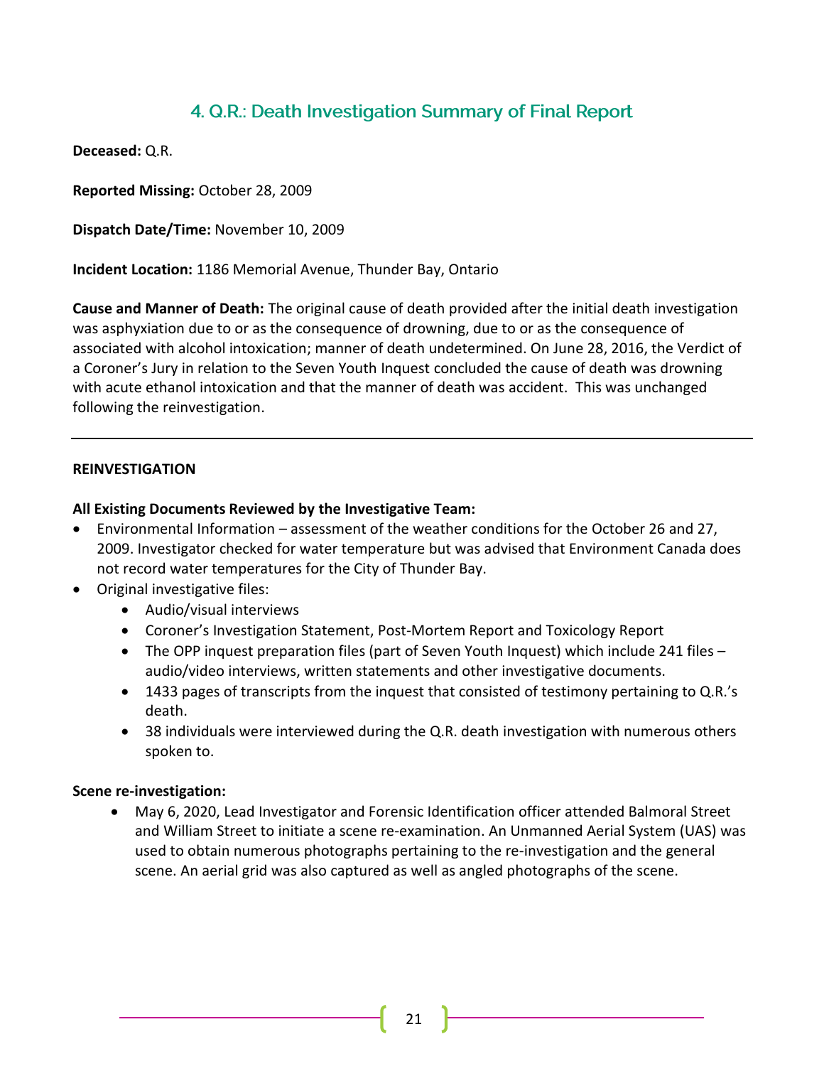## 4. Q.R.: Death Investigation Summary of Final Report

**Deceased:** Q.R.

**Reported Missing:** October 28, 2009

**Dispatch Date/Time:** November 10, 2009

**Incident Location:** 1186 Memorial Avenue, Thunder Bay, Ontario

**Cause and Manner of Death:** The original cause of death provided after the initial death investigation was asphyxiation due to or as the consequence of drowning, due to or as the consequence of associated with alcohol intoxication; manner of death undetermined. On June 28, 2016, the Verdict of a Coroner's Jury in relation to the Seven Youth Inquest concluded the cause of death was drowning with acute ethanol intoxication and that the manner of death was accident. This was unchanged following the reinvestigation.

---

**REINVESTIGATION**

**All Existing Documents Reviewed by the Investigative Team:**

- Environmental Information – assessment of the weather conditions for the October 26 and 27, 2009. Investigator checked for water temperature but was advised that Environment Canada does not record water temperatures for the City of Thunder Bay.
- Original investigative files:
    - Audio/visual interviews
    - Coroner's Investigation Statement, Post-Mortem Report and Toxicology Report
    - The OPP inquest preparation files (part of Seven Youth Inquest) which include 241 files – audio/video interviews, written statements and other investigative documents.
    - 1433 pages of transcripts from the inquest that consisted of testimony pertaining to Q.R.'s death.
    - 38 individuals were interviewed during the Q.R. death investigation with numerous others spoken to.

**Scene re-investigation:**

- May 6, 2020, Lead Investigator and Forensic Identification officer attended Balmoral Street and William Street to initiate a scene re-examination. An Unmanned Aerial System (UAS) was used to obtain numerous photographs pertaining to the re-investigation and the general scene. An aerial grid was also captured as well as angled photographs of the scene.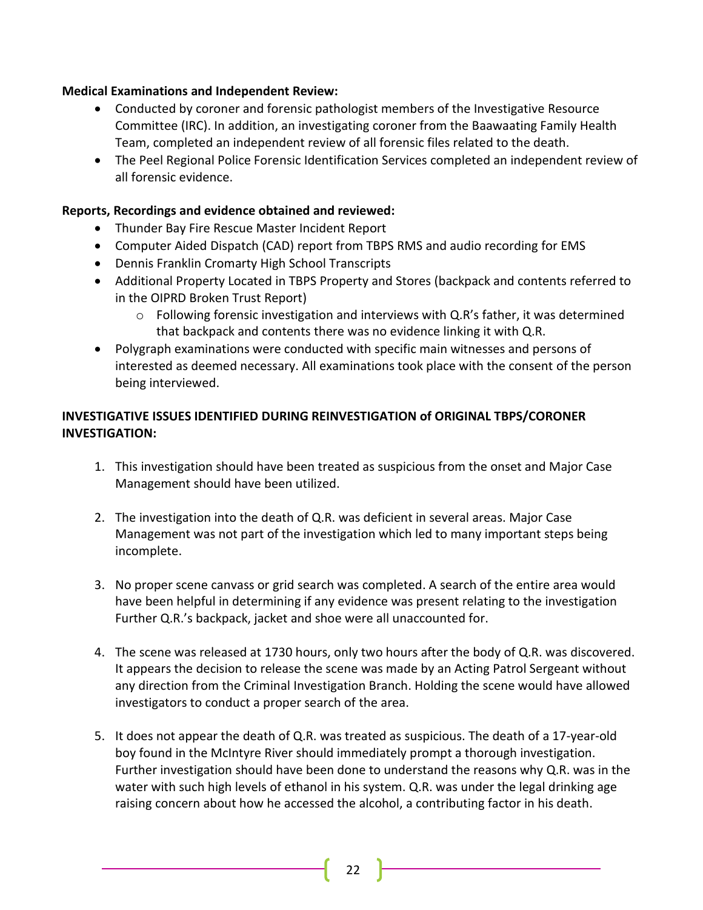**Medical Examinations and Independent Review:**

- Conducted by coroner and forensic pathologist members of the Investigative Resource Committee (IRC). In addition, an investigating coroner from the Baawaating Family Health Team, completed an independent review of all forensic files related to the death.
- The Peel Regional Police Forensic Identification Services completed an independent review of all forensic evidence.

**Reports, Recordings and evidence obtained and reviewed:**

- Thunder Bay Fire Rescue Master Incident Report
- Computer Aided Dispatch (CAD) report from TBPS RMS and audio recording for EMS
- Dennis Franklin Cromarty High School Transcripts
- Additional Property Located in TBPS Property and Stores (backpack and contents referred to in the OIPRD Broken Trust Report)
  - Following forensic investigation and interviews with Q.R's father, it was determined that backpack and contents there was no evidence linking it with Q.R.
- Polygraph examinations were conducted with specific main witnesses and persons of interested as deemed necessary. All examinations took place with the consent of the person being interviewed.

**INVESTIGATIVE ISSUES IDENTIFIED DURING REINVESTIGATION of ORIGINAL TBPS/CORONER INVESTIGATION:**

1. This investigation should have been treated as suspicious from the onset and Major Case Management should have been utilized.

2. The investigation into the death of Q.R. was deficient in several areas. Major Case Management was not part of the investigation which led to many important steps being incomplete.

3. No proper scene canvass or grid search was completed. A search of the entire area would have been helpful in determining if any evidence was present relating to the investigation Further Q.R.'s backpack, jacket and shoe were all unaccounted for.

4. The scene was released at 1730 hours, only two hours after the body of Q.R. was discovered. It appears the decision to release the scene was made by an Acting Patrol Sergeant without any direction from the Criminal Investigation Branch. Holding the scene would have allowed investigators to conduct a proper search of the area.

5. It does not appear the death of Q.R. was treated as suspicious. The death of a 17-year-old boy found in the McIntyre River should immediately prompt a thorough investigation. Further investigation should have been done to understand the reasons why Q.R. was in the water with such high levels of ethanol in his system. Q.R. was under the legal drinking age raising concern about how he accessed the alcohol, a contributing factor in his death.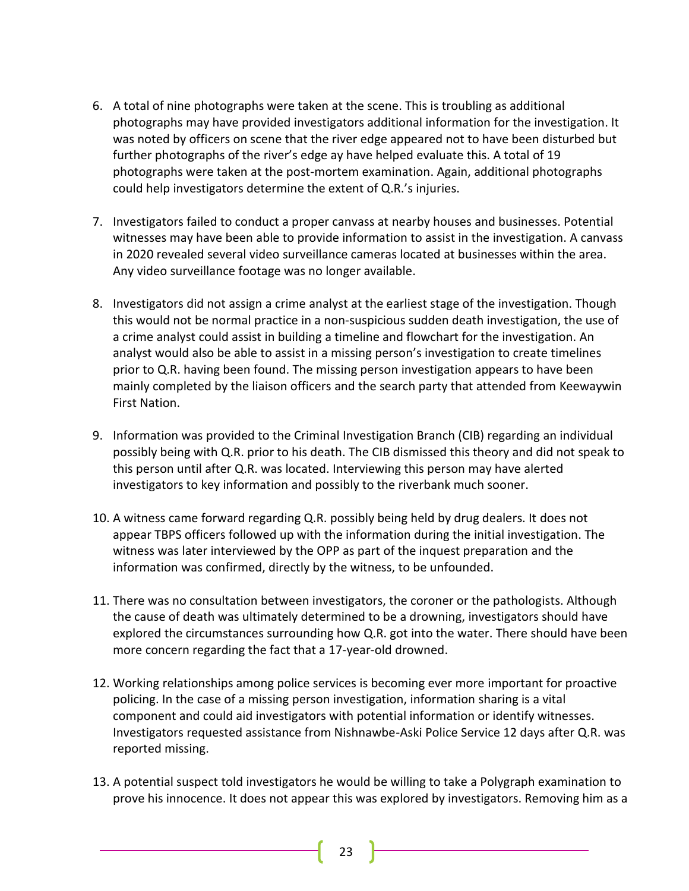6. A total of nine photographs were taken at the scene. This is troubling as additional photographs may have provided investigators additional information for the investigation. It was noted by officers on scene that the river edge appeared not to have been disturbed but further photographs of the river's edge ay have helped evaluate this. A total of 19 photographs were taken at the post-mortem examination. Again, additional photographs could help investigators determine the extent of Q.R.'s injuries.

7. Investigators failed to conduct a proper canvass at nearby houses and businesses. Potential witnesses may have been able to provide information to assist in the investigation. A canvass in 2020 revealed several video surveillance cameras located at businesses within the area. Any video surveillance footage was no longer available.

8. Investigators did not assign a crime analyst at the earliest stage of the investigation. Though this would not be normal practice in a non-suspicious sudden death investigation, the use of a crime analyst could assist in building a timeline and flowchart for the investigation. An analyst would also be able to assist in a missing person's investigation to create timelines prior to Q.R. having been found. The missing person investigation appears to have been mainly completed by the liaison officers and the search party that attended from Keewaywin First Nation.

9. Information was provided to the Criminal Investigation Branch (CIB) regarding an individual possibly being with Q.R. prior to his death. The CIB dismissed this theory and did not speak to this person until after Q.R. was located. Interviewing this person may have alerted investigators to key information and possibly to the riverbank much sooner.

10. A witness came forward regarding Q.R. possibly being held by drug dealers. It does not appear TBPS officers followed up with the information during the initial investigation. The witness was later interviewed by the OPP as part of the inquest preparation and the information was confirmed, directly by the witness, to be unfounded.

11. There was no consultation between investigators, the coroner or the pathologists. Although the cause of death was ultimately determined to be a drowning, investigators should have explored the circumstances surrounding how Q.R. got into the water. There should have been more concern regarding the fact that a 17-year-old drowned.

12. Working relationships among police services is becoming ever more important for proactive policing. In the case of a missing person investigation, information sharing is a vital component and could aid investigators with potential information or identify witnesses. Investigators requested assistance from Nishnawbe-Aski Police Service 12 days after Q.R. was reported missing.

13. A potential suspect told investigators he would be willing to take a Polygraph examination to prove his innocence. It does not appear this was explored by investigators. Removing him as a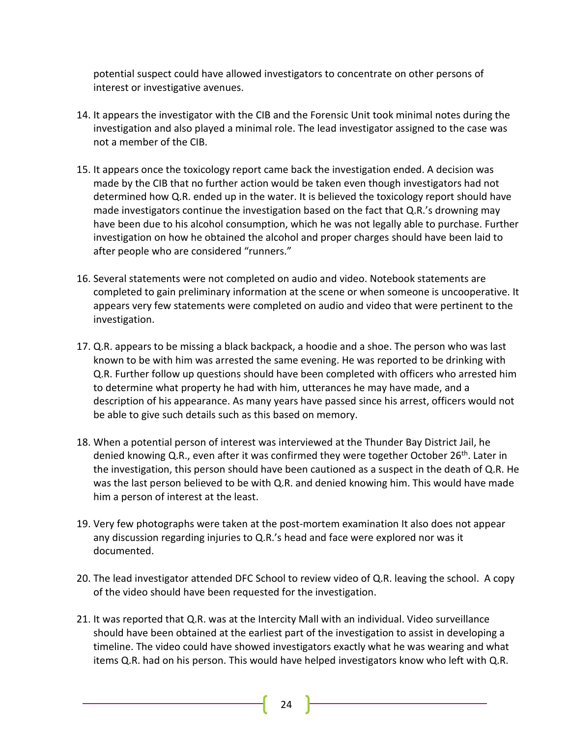potential suspect could have allowed investigators to concentrate on other persons of interest or investigative avenues.

14. It appears the investigator with the CIB and the Forensic Unit took minimal notes during the investigation and also played a minimal role. The lead investigator assigned to the case was not a member of the CIB.

15. It appears once the toxicology report came back the investigation ended. A decision was made by the CIB that no further action would be taken even though investigators had not determined how Q.R. ended up in the water. It is believed the toxicology report should have made investigators continue the investigation based on the fact that Q.R.'s drowning may have been due to his alcohol consumption, which he was not legally able to purchase. Further investigation on how he obtained the alcohol and proper charges should have been laid to after people who are considered "runners."

16. Several statements were not completed on audio and video. Notebook statements are completed to gain preliminary information at the scene or when someone is uncooperative. It appears very few statements were completed on audio and video that were pertinent to the investigation.

17. Q.R. appears to be missing a black backpack, a hoodie and a shoe. The person who was last known to be with him was arrested the same evening. He was reported to be drinking with Q.R. Further follow up questions should have been completed with officers who arrested him to determine what property he had with him, utterances he may have made, and a description of his appearance. As many years have passed since his arrest, officers would not be able to give such details such as this based on memory.

18. When a potential person of interest was interviewed at the Thunder Bay District Jail, he denied knowing Q.R., even after it was confirmed they were together October 26th. Later in the investigation, this person should have been cautioned as a suspect in the death of Q.R. He was the last person believed to be with Q.R. and denied knowing him. This would have made him a person of interest at the least.

19. Very few photographs were taken at the post-mortem examination It also does not appear any discussion regarding injuries to Q.R.'s head and face were explored nor was it documented.

20. The lead investigator attended DFC School to review video of Q.R. leaving the school. A copy of the video should have been requested for the investigation.

21. It was reported that Q.R. was at the Intercity Mall with an individual. Video surveillance should have been obtained at the earliest part of the investigation to assist in developing a timeline. The video could have showed investigators exactly what he was wearing and what items Q.R. had on his person. This would have helped investigators know who left with Q.R.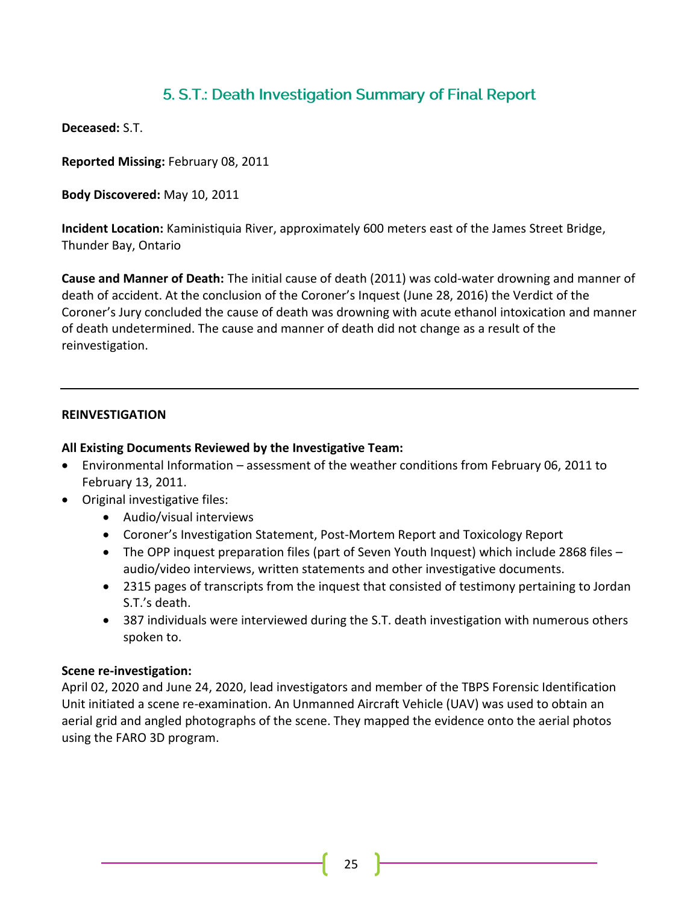## 5. S.T.: Death Investigation Summary of Final Report

**Deceased:** S.T.

**Reported Missing:** February 08, 2011

**Body Discovered:** May 10, 2011

**Incident Location:** Kaministiquia River, approximately 600 meters east of the James Street Bridge, Thunder Bay, Ontario

**Cause and Manner of Death:** The initial cause of death (2011) was cold-water drowning and manner of death of accident. At the conclusion of the Coroner's Inquest (June 28, 2016) the Verdict of the Coroner's Jury concluded the cause of death was drowning with acute ethanol intoxication and manner of death undetermined. The cause and manner of death did not change as a result of the reinvestigation.

---

**REINVESTIGATION**

**All Existing Documents Reviewed by the Investigative Team:**

- Environmental Information – assessment of the weather conditions from February 06, 2011 to February 13, 2011.
- Original investigative files:
    - Audio/visual interviews
    - Coroner's Investigation Statement, Post-Mortem Report and Toxicology Report
    - The OPP inquest preparation files (part of Seven Youth Inquest) which include 2868 files – audio/video interviews, written statements and other investigative documents.
    - 2315 pages of transcripts from the inquest that consisted of testimony pertaining to Jordan S.T.'s death.
    - 387 individuals were interviewed during the S.T. death investigation with numerous others spoken to.

**Scene re-investigation:**

April 02, 2020 and June 24, 2020, lead investigators and member of the TBPS Forensic Identification Unit initiated a scene re-examination. An Unmanned Aircraft Vehicle (UAV) was used to obtain an aerial grid and angled photographs of the scene. They mapped the evidence onto the aerial photos using the FARO 3D program.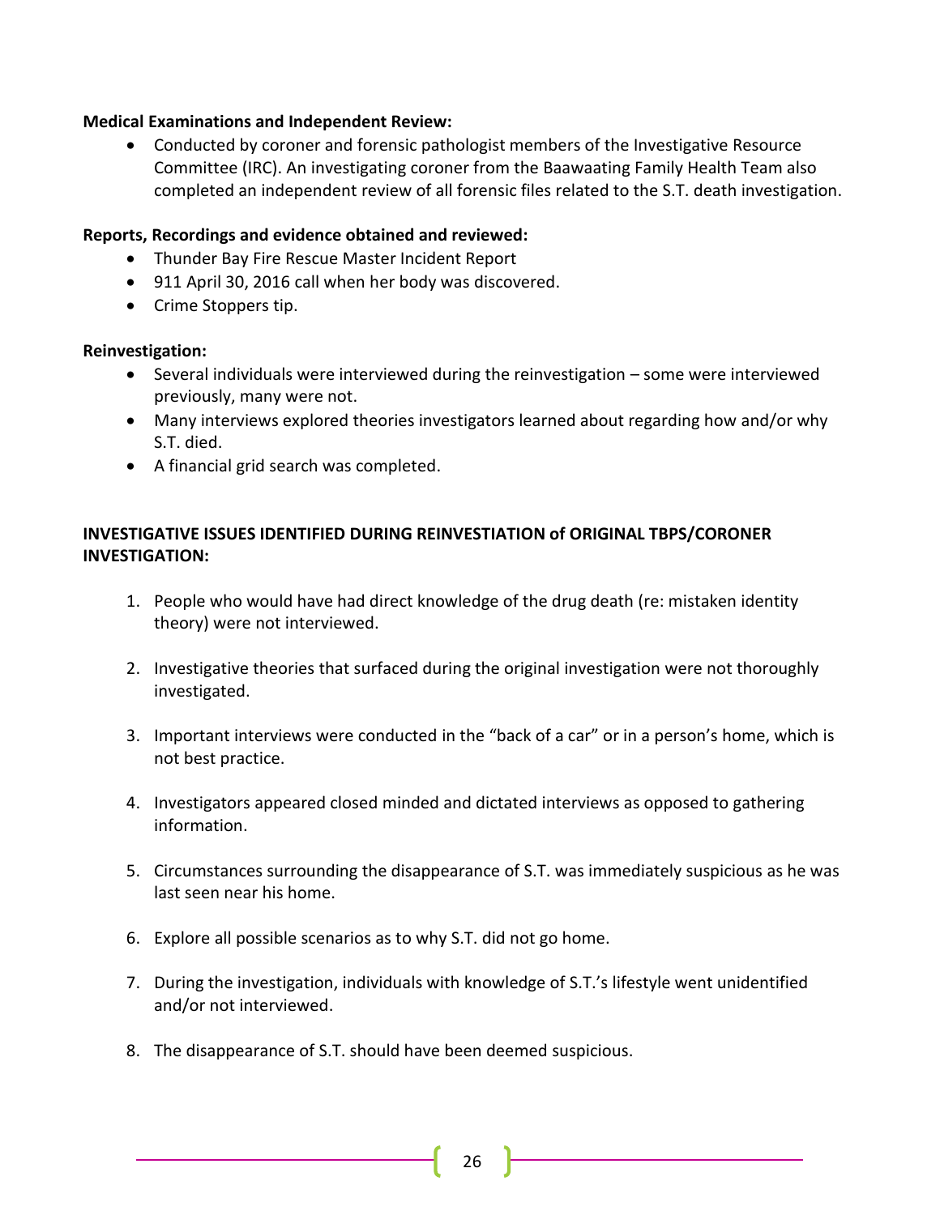**Medical Examinations and Independent Review:**

- Conducted by coroner and forensic pathologist members of the Investigative Resource Committee (IRC). An investigating coroner from the Baawaating Family Health Team also completed an independent review of all forensic files related to the S.T. death investigation.

**Reports, Recordings and evidence obtained and reviewed:**

- Thunder Bay Fire Rescue Master Incident Report
- 911 April 30, 2016 call when her body was discovered.
- Crime Stoppers tip.

**Reinvestigation:**

- Several individuals were interviewed during the reinvestigation – some were interviewed previously, many were not.
- Many interviews explored theories investigators learned about regarding how and/or why S.T. died.
- A financial grid search was completed.

**INVESTIGATIVE ISSUES IDENTIFIED DURING REINVESTIATION of ORIGINAL TBPS/CORONER INVESTIGATION:**

1. People who would have had direct knowledge of the drug death (re: mistaken identity theory) were not interviewed.
2. Investigative theories that surfaced during the original investigation were not thoroughly investigated.
3. Important interviews were conducted in the "back of a car" or in a person's home, which is not best practice.
4. Investigators appeared closed minded and dictated interviews as opposed to gathering information.
5. Circumstances surrounding the disappearance of S.T. was immediately suspicious as he was last seen near his home.
6. Explore all possible scenarios as to why S.T. did not go home.
7. During the investigation, individuals with knowledge of S.T.'s lifestyle went unidentified and/or not interviewed.
8. The disappearance of S.T. should have been deemed suspicious.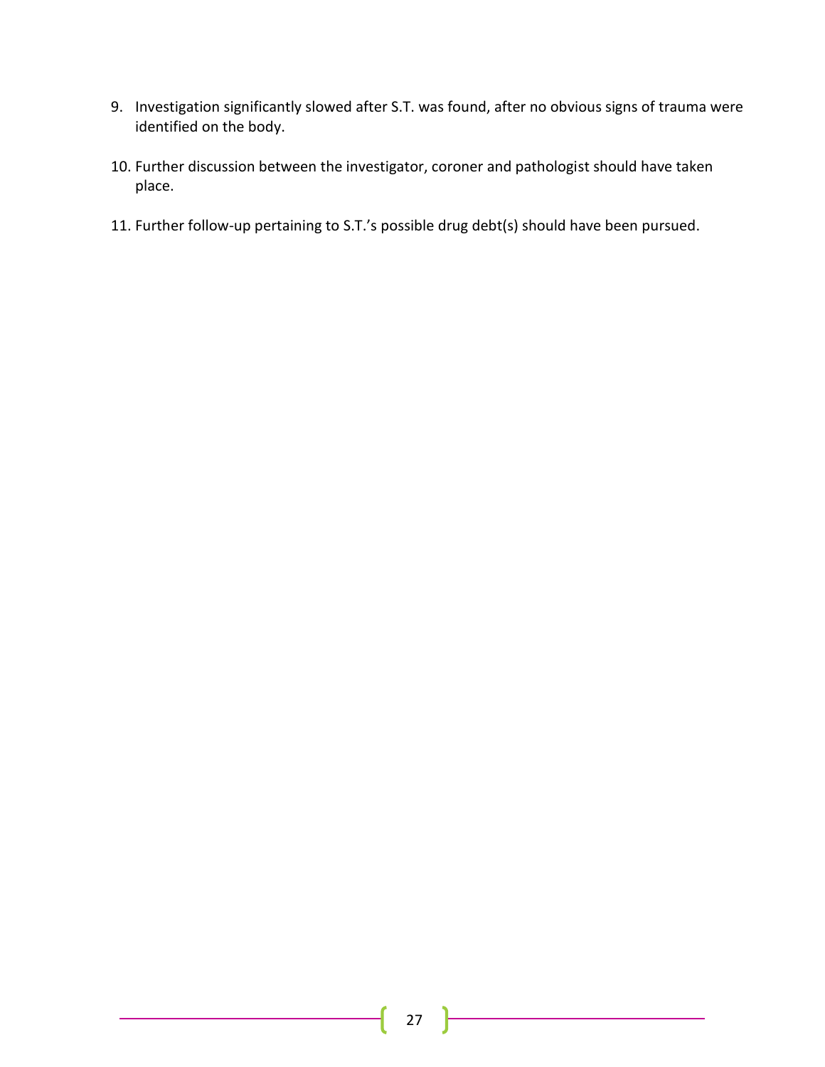9. Investigation significantly slowed after S.T. was found, after no obvious signs of trauma were identified on the body.

10. Further discussion between the investigator, coroner and pathologist should have taken place.

11. Further follow-up pertaining to S.T.'s possible drug debt(s) should have been pursued.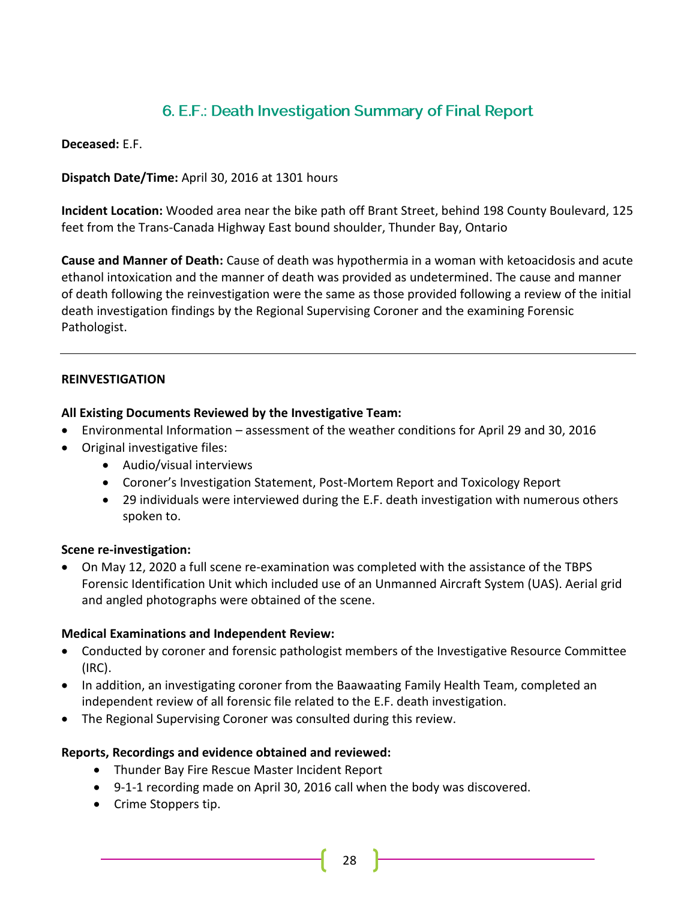## 6. E.F.: Death Investigation Summary of Final Report

**Deceased:** E.F.

**Dispatch Date/Time:** April 30, 2016 at 1301 hours

**Incident Location:** Wooded area near the bike path off Brant Street, behind 198 County Boulevard, 125 feet from the Trans-Canada Highway East bound shoulder, Thunder Bay, Ontario

**Cause and Manner of Death:** Cause of death was hypothermia in a woman with ketoacidosis and acute ethanol intoxication and the manner of death was provided as undetermined. The cause and manner of death following the reinvestigation were the same as those provided following a review of the initial death investigation findings by the Regional Supervising Coroner and the examining Forensic Pathologist.

---

**REINVESTIGATION**

**All Existing Documents Reviewed by the Investigative Team:**

- Environmental Information – assessment of the weather conditions for April 29 and 30, 2016
- Original investigative files:
  - Audio/visual interviews
  - Coroner's Investigation Statement, Post-Mortem Report and Toxicology Report
  - 29 individuals were interviewed during the E.F. death investigation with numerous others spoken to.

**Scene re-investigation:**

- On May 12, 2020 a full scene re-examination was completed with the assistance of the TBPS Forensic Identification Unit which included use of an Unmanned Aircraft System (UAS). Aerial grid and angled photographs were obtained of the scene.

**Medical Examinations and Independent Review:**

- Conducted by coroner and forensic pathologist members of the Investigative Resource Committee (IRC).
- In addition, an investigating coroner from the Baawaating Family Health Team, completed an independent review of all forensic file related to the E.F. death investigation.
- The Regional Supervising Coroner was consulted during this review.

**Reports, Recordings and evidence obtained and reviewed:**

- Thunder Bay Fire Rescue Master Incident Report
- 9-1-1 recording made on April 30, 2016 call when the body was discovered.
- Crime Stoppers tip.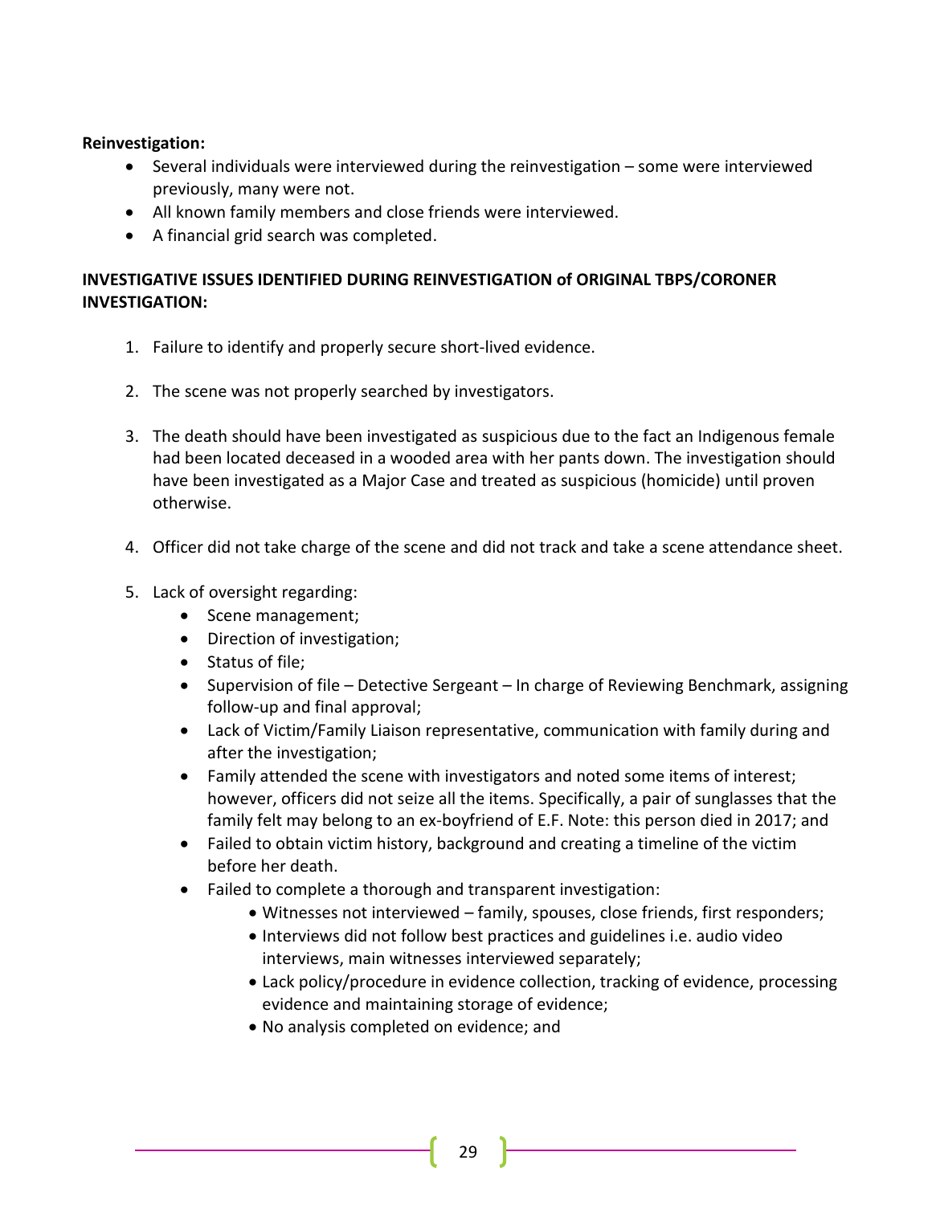**Reinvestigation:**

- Several individuals were interviewed during the reinvestigation – some were interviewed previously, many were not.
- All known family members and close friends were interviewed.
- A financial grid search was completed.

**INVESTIGATIVE ISSUES IDENTIFIED DURING REINVESTIGATION of ORIGINAL TBPS/CORONER INVESTIGATION:**

1. Failure to identify and properly secure short-lived evidence.

2. The scene was not properly searched by investigators.

3. The death should have been investigated as suspicious due to the fact an Indigenous female had been located deceased in a wooded area with her pants down. The investigation should have been investigated as a Major Case and treated as suspicious (homicide) until proven otherwise.

4. Officer did not take charge of the scene and did not track and take a scene attendance sheet.

5. Lack of oversight regarding:
   - Scene management;
   - Direction of investigation;
   - Status of file;
   - Supervision of file – Detective Sergeant – In charge of Reviewing Benchmark, assigning follow-up and final approval;
   - Lack of Victim/Family Liaison representative, communication with family during and after the investigation;
   - Family attended the scene with investigators and noted some items of interest; however, officers did not seize all the items. Specifically, a pair of sunglasses that the family felt may belong to an ex-boyfriend of E.F. Note: this person died in 2017; and
   - Failed to obtain victim history, background and creating a timeline of the victim before her death.
   - Failed to complete a thorough and transparent investigation:
     - Witnesses not interviewed – family, spouses, close friends, first responders;
     - Interviews did not follow best practices and guidelines i.e. audio video interviews, main witnesses interviewed separately;
     - Lack policy/procedure in evidence collection, tracking of evidence, processing evidence and maintaining storage of evidence;
     - No analysis completed on evidence; and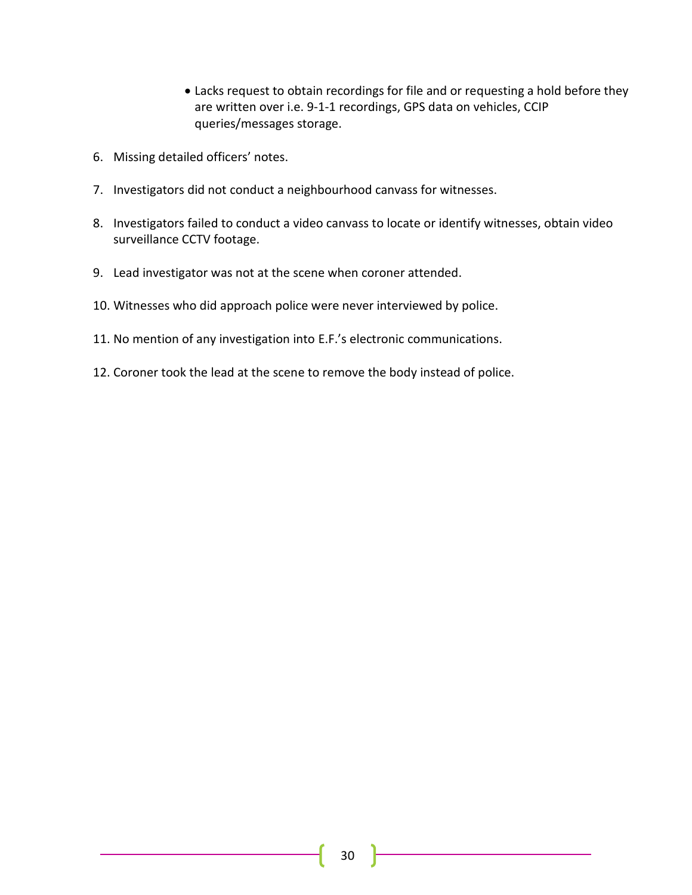- Lacks request to obtain recordings for file and or requesting a hold before they are written over i.e. 9-1-1 recordings, GPS data on vehicles, CCIP queries/messages storage.

6. Missing detailed officers' notes.

7. Investigators did not conduct a neighbourhood canvass for witnesses.

8. Investigators failed to conduct a video canvass to locate or identify witnesses, obtain video surveillance CCTV footage.

9. Lead investigator was not at the scene when coroner attended.

10. Witnesses who did approach police were never interviewed by police.

11. No mention of any investigation into E.F.'s electronic communications.

12. Coroner took the lead at the scene to remove the body instead of police.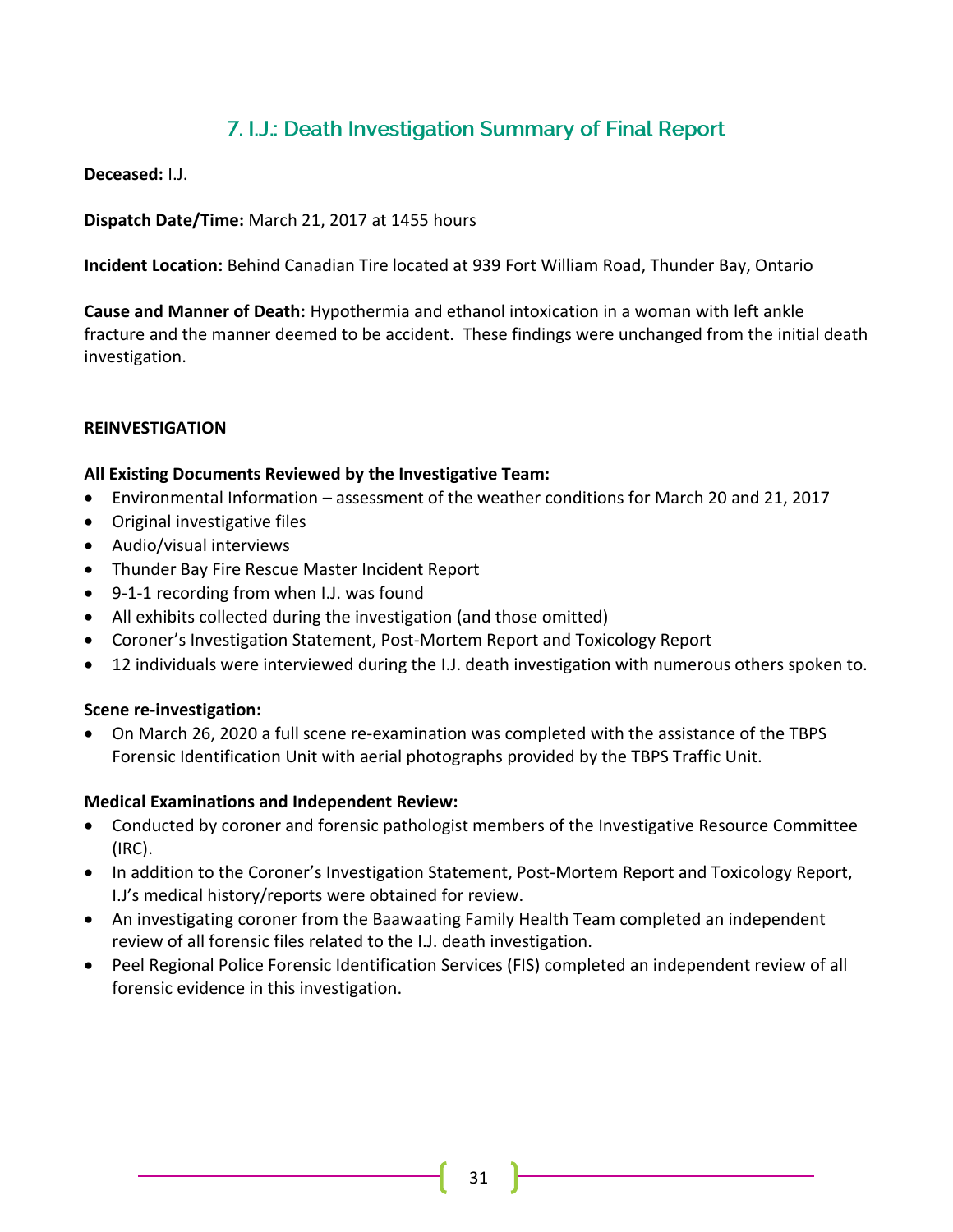## 7. I.J.: Death Investigation Summary of Final Report

**Deceased:** I.J.

**Dispatch Date/Time:** March 21, 2017 at 1455 hours

**Incident Location:** Behind Canadian Tire located at 939 Fort William Road, Thunder Bay, Ontario

**Cause and Manner of Death:** Hypothermia and ethanol intoxication in a woman with left ankle fracture and the manner deemed to be accident. These findings were unchanged from the initial death investigation.

---

**REINVESTIGATION**

**All Existing Documents Reviewed by the Investigative Team:**

- Environmental Information – assessment of the weather conditions for March 20 and 21, 2017
- Original investigative files
- Audio/visual interviews
- Thunder Bay Fire Rescue Master Incident Report
- 9-1-1 recording from when I.J. was found
- All exhibits collected during the investigation (and those omitted)
- Coroner's Investigation Statement, Post-Mortem Report and Toxicology Report
- 12 individuals were interviewed during the I.J. death investigation with numerous others spoken to.

**Scene re-investigation:**

- On March 26, 2020 a full scene re-examination was completed with the assistance of the TBPS Forensic Identification Unit with aerial photographs provided by the TBPS Traffic Unit.

**Medical Examinations and Independent Review:**

- Conducted by coroner and forensic pathologist members of the Investigative Resource Committee (IRC).
- In addition to the Coroner's Investigation Statement, Post-Mortem Report and Toxicology Report, I.J's medical history/reports were obtained for review.
- An investigating coroner from the Baawaating Family Health Team completed an independent review of all forensic files related to the I.J. death investigation.
- Peel Regional Police Forensic Identification Services (FIS) completed an independent review of all forensic evidence in this investigation.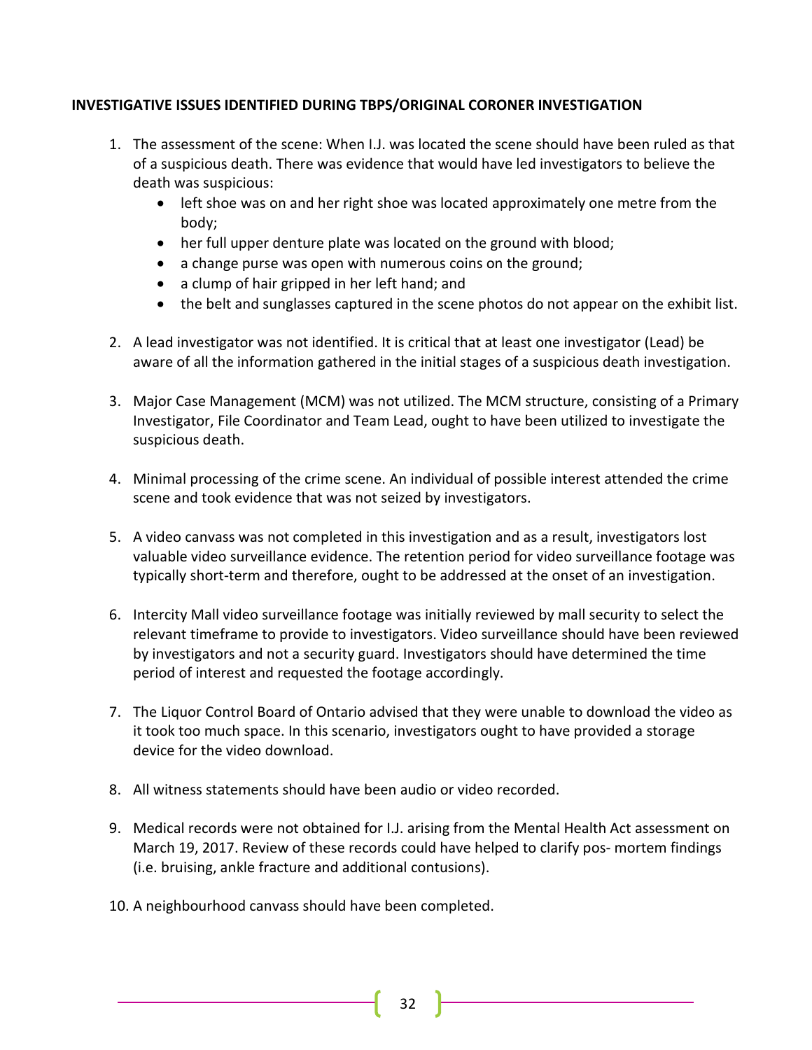**INVESTIGATIVE ISSUES IDENTIFIED DURING TBPS/ORIGINAL CORONER INVESTIGATION**

1. The assessment of the scene: When I.J. was located the scene should have been ruled as that of a suspicious death. There was evidence that would have led investigators to believe the death was suspicious:
    - left shoe was on and her right shoe was located approximately one metre from the body;
    - her full upper denture plate was located on the ground with blood;
    - a change purse was open with numerous coins on the ground;
    - a clump of hair gripped in her left hand; and
    - the belt and sunglasses captured in the scene photos do not appear on the exhibit list.

2. A lead investigator was not identified. It is critical that at least one investigator (Lead) be aware of all the information gathered in the initial stages of a suspicious death investigation.

3. Major Case Management (MCM) was not utilized. The MCM structure, consisting of a Primary Investigator, File Coordinator and Team Lead, ought to have been utilized to investigate the suspicious death.

4. Minimal processing of the crime scene. An individual of possible interest attended the crime scene and took evidence that was not seized by investigators.

5. A video canvass was not completed in this investigation and as a result, investigators lost valuable video surveillance evidence. The retention period for video surveillance footage was typically short-term and therefore, ought to be addressed at the onset of an investigation.

6. Intercity Mall video surveillance footage was initially reviewed by mall security to select the relevant timeframe to provide to investigators. Video surveillance should have been reviewed by investigators and not a security guard. Investigators should have determined the time period of interest and requested the footage accordingly.

7. The Liquor Control Board of Ontario advised that they were unable to download the video as it took too much space. In this scenario, investigators ought to have provided a storage device for the video download.

8. All witness statements should have been audio or video recorded.

9. Medical records were not obtained for I.J. arising from the Mental Health Act assessment on March 19, 2017. Review of these records could have helped to clarify pos- mortem findings (i.e. bruising, ankle fracture and additional contusions).

10. A neighbourhood canvass should have been completed.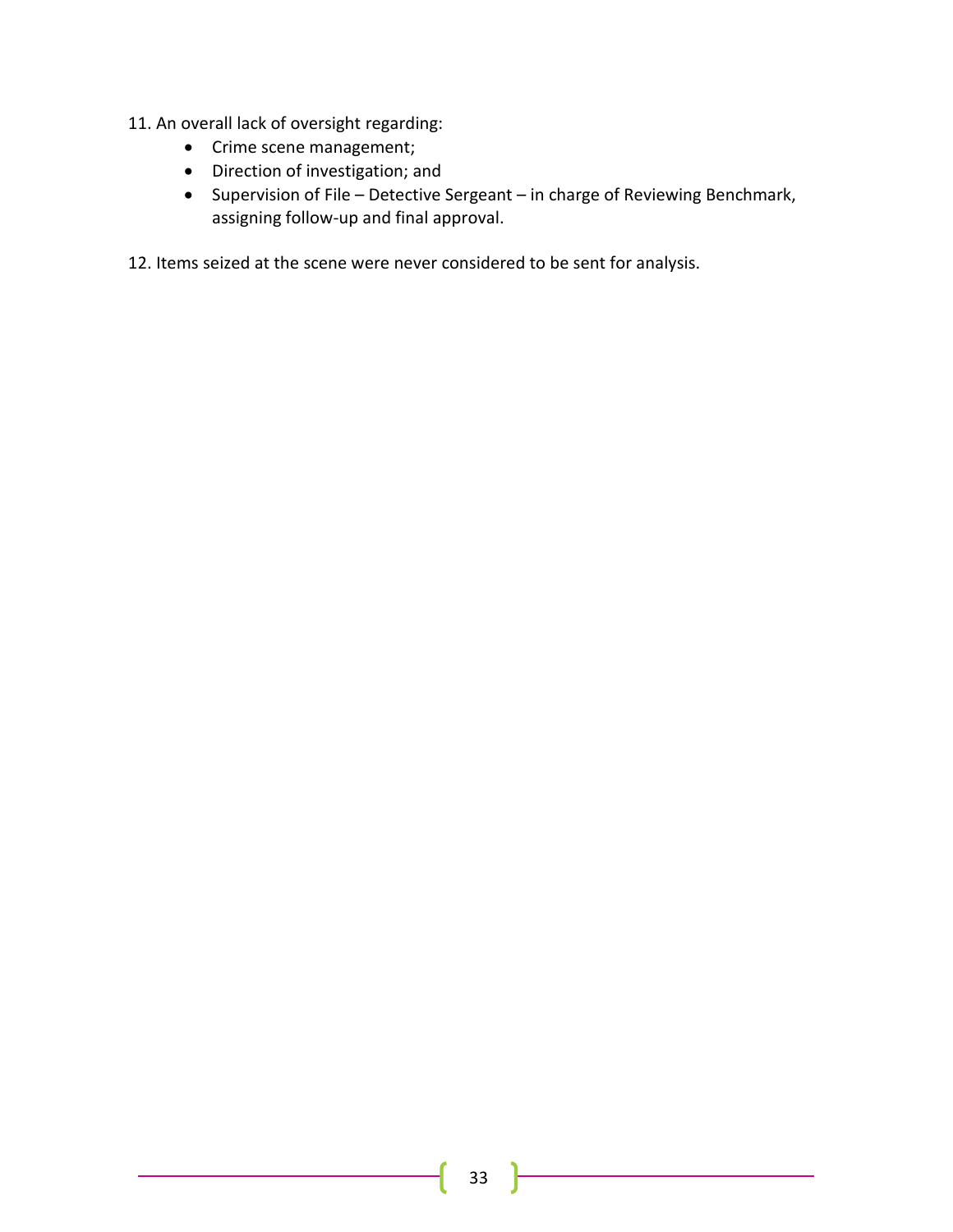11. An overall lack of oversight regarding:
    - Crime scene management;
    - Direction of investigation; and
    - Supervision of File – Detective Sergeant – in charge of Reviewing Benchmark, assigning follow-up and final approval.

12. Items seized at the scene were never considered to be sent for analysis.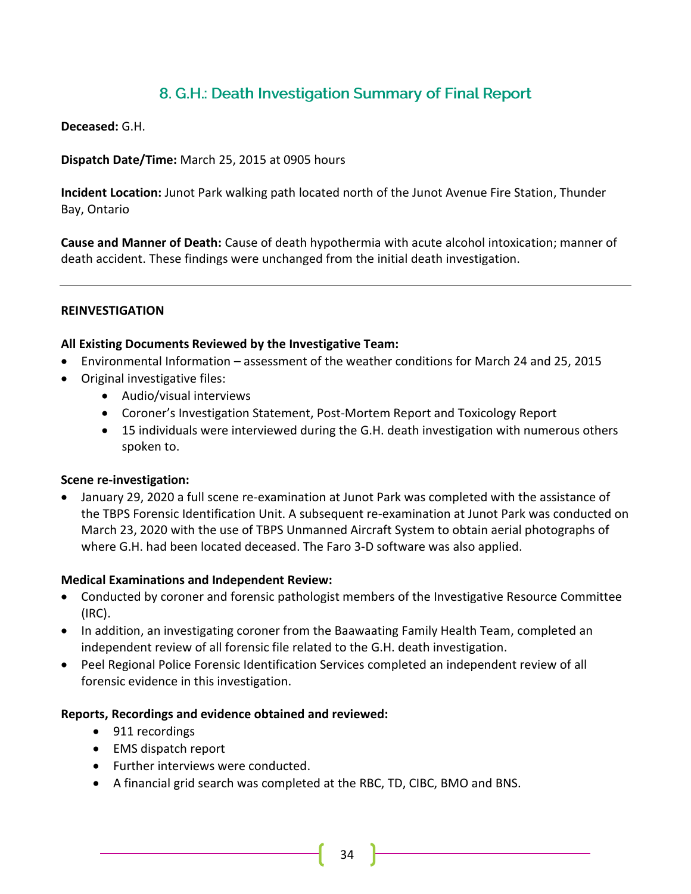## 8. G.H.: Death Investigation Summary of Final Report

**Deceased:** G.H.

**Dispatch Date/Time:** March 25, 2015 at 0905 hours

**Incident Location:** Junot Park walking path located north of the Junot Avenue Fire Station, Thunder Bay, Ontario

**Cause and Manner of Death:** Cause of death hypothermia with acute alcohol intoxication; manner of death accident. These findings were unchanged from the initial death investigation.

---

**REINVESTIGATION**

**All Existing Documents Reviewed by the Investigative Team:**

- Environmental Information – assessment of the weather conditions for March 24 and 25, 2015
- Original investigative files:
  - Audio/visual interviews
  - Coroner's Investigation Statement, Post-Mortem Report and Toxicology Report
  - 15 individuals were interviewed during the G.H. death investigation with numerous others spoken to.

**Scene re-investigation:**

- January 29, 2020 a full scene re-examination at Junot Park was completed with the assistance of the TBPS Forensic Identification Unit. A subsequent re-examination at Junot Park was conducted on March 23, 2020 with the use of TBPS Unmanned Aircraft System to obtain aerial photographs of where G.H. had been located deceased. The Faro 3-D software was also applied.

**Medical Examinations and Independent Review:**

- Conducted by coroner and forensic pathologist members of the Investigative Resource Committee (IRC).
- In addition, an investigating coroner from the Baawaating Family Health Team, completed an independent review of all forensic file related to the G.H. death investigation.
- Peel Regional Police Forensic Identification Services completed an independent review of all forensic evidence in this investigation.

**Reports, Recordings and evidence obtained and reviewed:**

- 911 recordings
- EMS dispatch report
- Further interviews were conducted.
- A financial grid search was completed at the RBC, TD, CIBC, BMO and BNS.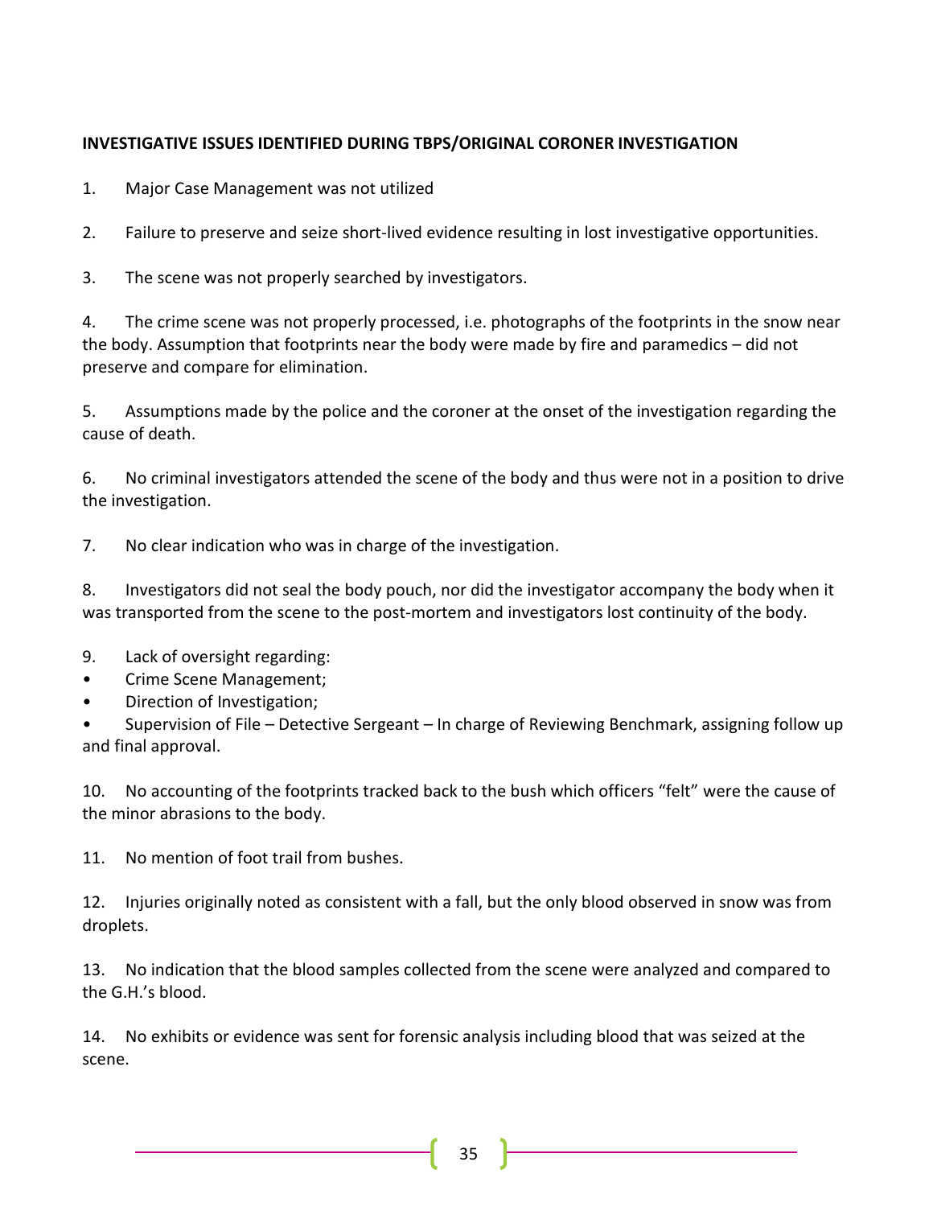**INVESTIGATIVE ISSUES IDENTIFIED DURING TBPS/ORIGINAL CORONER INVESTIGATION**

1. Major Case Management was not utilized

2. Failure to preserve and seize short-lived evidence resulting in lost investigative opportunities.

3. The scene was not properly searched by investigators.

4. The crime scene was not properly processed, i.e. photographs of the footprints in the snow near the body. Assumption that footprints near the body were made by fire and paramedics – did not preserve and compare for elimination.

5. Assumptions made by the police and the coroner at the onset of the investigation regarding the cause of death.

6. No criminal investigators attended the scene of the body and thus were not in a position to drive the investigation.

7. No clear indication who was in charge of the investigation.

8. Investigators did not seal the body pouch, nor did the investigator accompany the body when it was transported from the scene to the post-mortem and investigators lost continuity of the body.

9. Lack of oversight regarding:
   - Crime Scene Management;
   - Direction of Investigation;
   - Supervision of File – Detective Sergeant – In charge of Reviewing Benchmark, assigning follow up and final approval.

10. No accounting of the footprints tracked back to the bush which officers "felt" were the cause of the minor abrasions to the body.

11. No mention of foot trail from bushes.

12. Injuries originally noted as consistent with a fall, but the only blood observed in snow was from droplets.

13. No indication that the blood samples collected from the scene were analyzed and compared to the G.H.'s blood.

14. No exhibits or evidence was sent for forensic analysis including blood that was seized at the scene.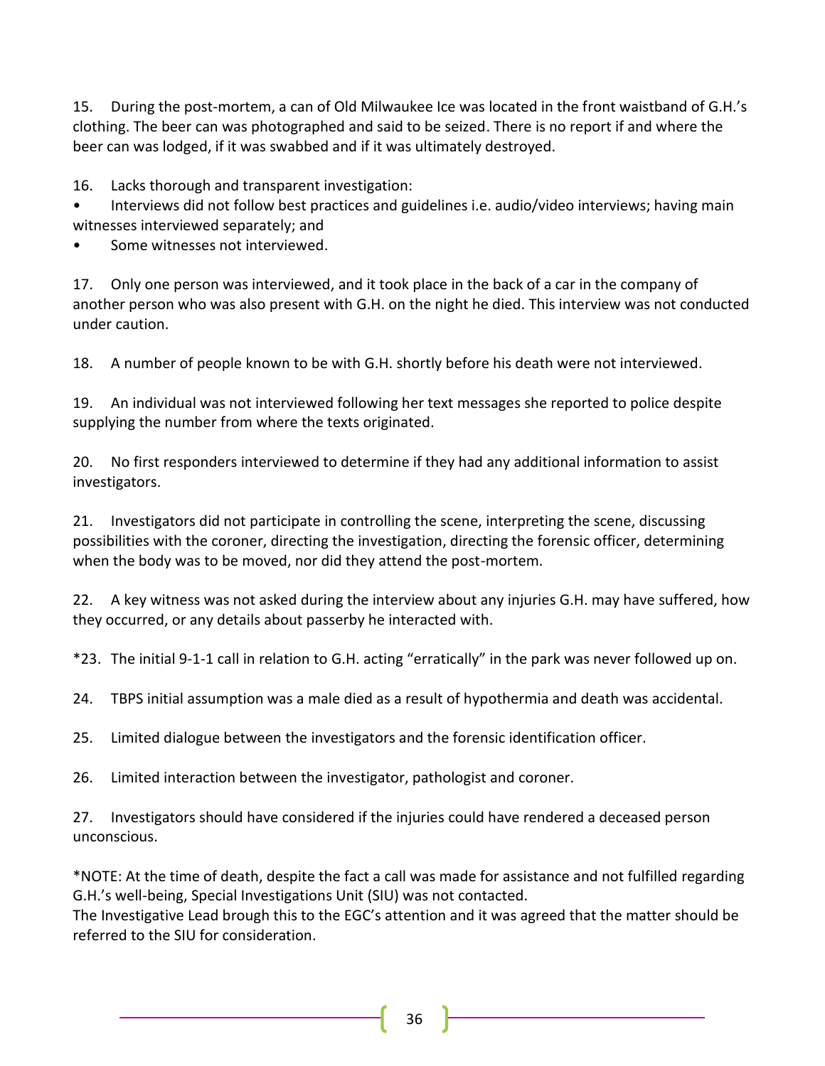15. During the post-mortem, a can of Old Milwaukee Ice was located in the front waistband of G.H.'s clothing. The beer can was photographed and said to be seized. There is no report if and where the beer can was lodged, if it was swabbed and if it was ultimately destroyed.

16. Lacks thorough and transparent investigation:

- Interviews did not follow best practices and guidelines i.e. audio/video interviews; having main witnesses interviewed separately; and
- Some witnesses not interviewed.

17. Only one person was interviewed, and it took place in the back of a car in the company of another person who was also present with G.H. on the night he died. This interview was not conducted under caution.

18. A number of people known to be with G.H. shortly before his death were not interviewed.

19. An individual was not interviewed following her text messages she reported to police despite supplying the number from where the texts originated.

20. No first responders interviewed to determine if they had any additional information to assist investigators.

21. Investigators did not participate in controlling the scene, interpreting the scene, discussing possibilities with the coroner, directing the investigation, directing the forensic officer, determining when the body was to be moved, nor did they attend the post-mortem.

22. A key witness was not asked during the interview about any injuries G.H. may have suffered, how they occurred, or any details about passerby he interacted with.

*23. The initial 9-1-1 call in relation to G.H. acting "erratically" in the park was never followed up on.

24. TBPS initial assumption was a male died as a result of hypothermia and death was accidental.

25. Limited dialogue between the investigators and the forensic identification officer.

26. Limited interaction between the investigator, pathologist and coroner.

27. Investigators should have considered if the injuries could have rendered a deceased person unconscious.

*NOTE: At the time of death, despite the fact a call was made for assistance and not fulfilled regarding G.H.'s well-being, Special Investigations Unit (SIU) was not contacted.
The Investigative Lead brough this to the EGC's attention and it was agreed that the matter should be referred to the SIU for consideration.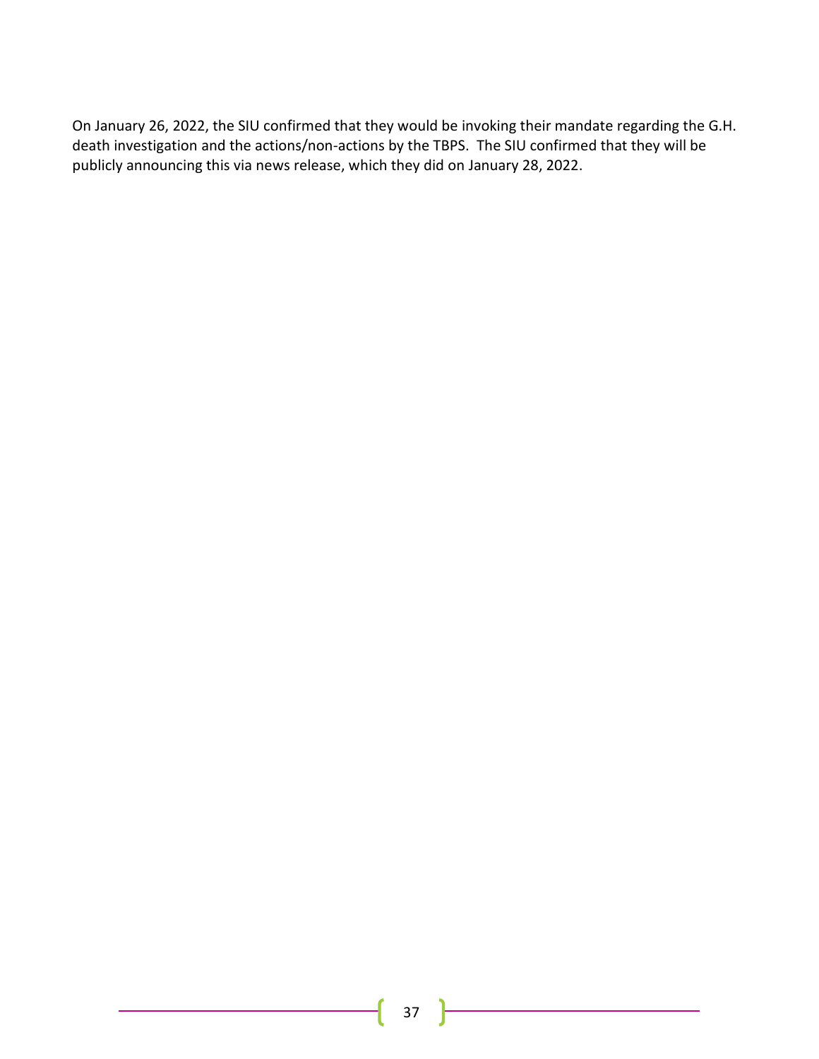On January 26, 2022, the SIU confirmed that they would be invoking their mandate regarding the G.H. death investigation and the actions/non-actions by the TBPS. The SIU confirmed that they will be publicly announcing this via news release, which they did on January 28, 2022.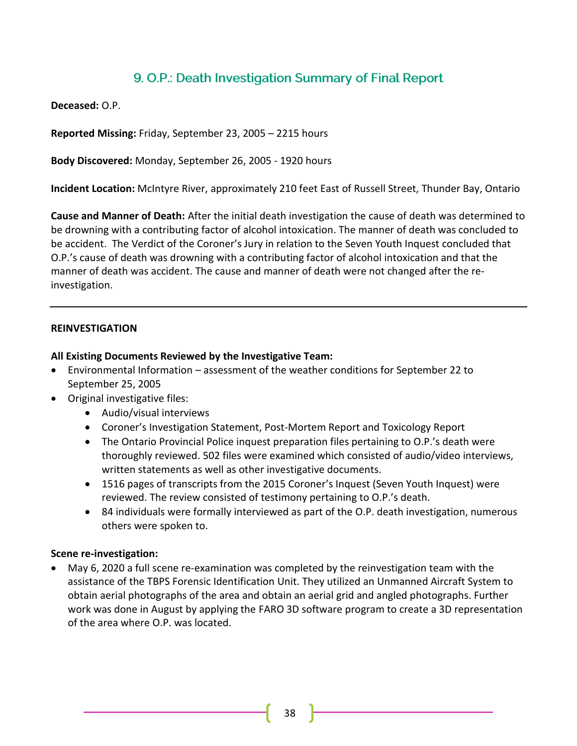## 9. O.P.: Death Investigation Summary of Final Report

**Deceased:** O.P.

**Reported Missing:** Friday, September 23, 2005 – 2215 hours

**Body Discovered:** Monday, September 26, 2005 - 1920 hours

**Incident Location:** McIntyre River, approximately 210 feet East of Russell Street, Thunder Bay, Ontario

**Cause and Manner of Death:** After the initial death investigation the cause of death was determined to be drowning with a contributing factor of alcohol intoxication. The manner of death was concluded to be accident. The Verdict of the Coroner's Jury in relation to the Seven Youth Inquest concluded that O.P.'s cause of death was drowning with a contributing factor of alcohol intoxication and that the manner of death was accident. The cause and manner of death were not changed after the re-investigation.

---

**REINVESTIGATION**

**All Existing Documents Reviewed by the Investigative Team:**

- Environmental Information – assessment of the weather conditions for September 22 to September 25, 2005
- Original investigative files:
  - Audio/visual interviews
  - Coroner's Investigation Statement, Post-Mortem Report and Toxicology Report
  - The Ontario Provincial Police inquest preparation files pertaining to O.P.'s death were thoroughly reviewed. 502 files were examined which consisted of audio/video interviews, written statements as well as other investigative documents.
  - 1516 pages of transcripts from the 2015 Coroner's Inquest (Seven Youth Inquest) were reviewed. The review consisted of testimony pertaining to O.P.'s death.
  - 84 individuals were formally interviewed as part of the O.P. death investigation, numerous others were spoken to.

**Scene re-investigation:**

- May 6, 2020 a full scene re-examination was completed by the reinvestigation team with the assistance of the TBPS Forensic Identification Unit. They utilized an Unmanned Aircraft System to obtain aerial photographs of the area and obtain an aerial grid and angled photographs. Further work was done in August by applying the FARO 3D software program to create a 3D representation of the area where O.P. was located.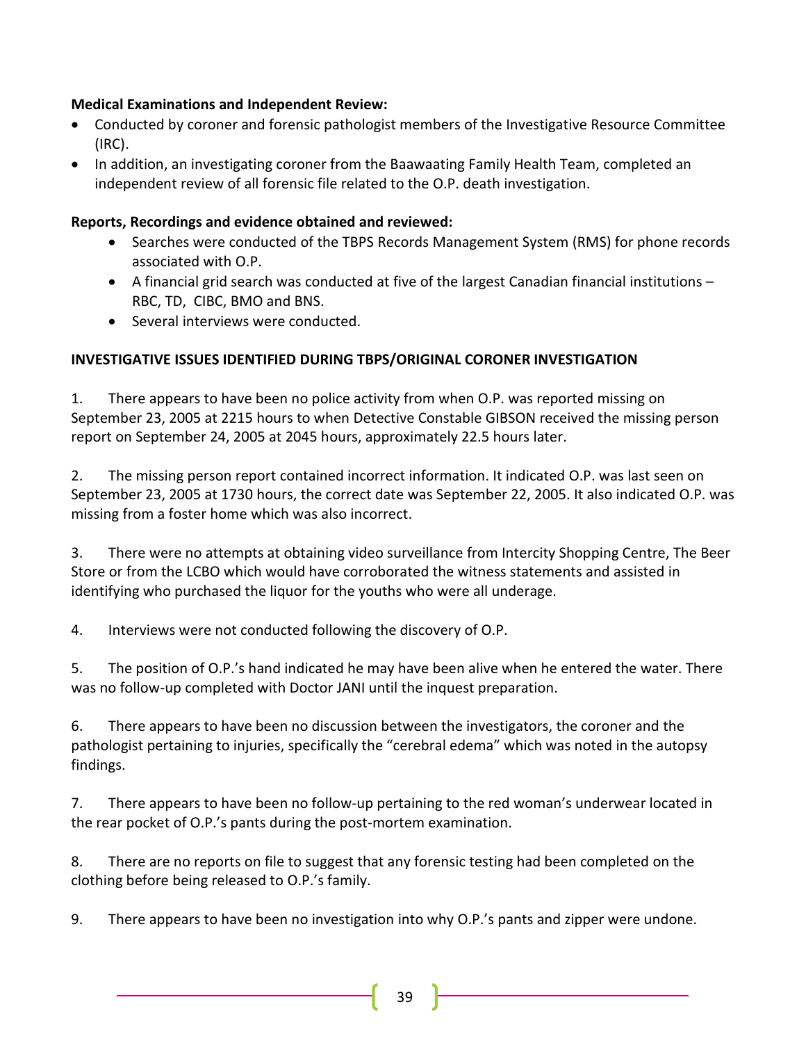**Medical Examinations and Independent Review:**

- Conducted by coroner and forensic pathologist members of the Investigative Resource Committee (IRC).
- In addition, an investigating coroner from the Baawaating Family Health Team, completed an independent review of all forensic file related to the O.P. death investigation.

**Reports, Recordings and evidence obtained and reviewed:**

- Searches were conducted of the TBPS Records Management System (RMS) for phone records associated with O.P.
- A financial grid search was conducted at five of the largest Canadian financial institutions – RBC, TD, CIBC, BMO and BNS.
- Several interviews were conducted.

**INVESTIGATIVE ISSUES IDENTIFIED DURING TBPS/ORIGINAL CORONER INVESTIGATION**

1. There appears to have been no police activity from when O.P. was reported missing on September 23, 2005 at 2215 hours to when Detective Constable GIBSON received the missing person report on September 24, 2005 at 2045 hours, approximately 22.5 hours later.

2. The missing person report contained incorrect information. It indicated O.P. was last seen on September 23, 2005 at 1730 hours, the correct date was September 22, 2005. It also indicated O.P. was missing from a foster home which was also incorrect.

3. There were no attempts at obtaining video surveillance from Intercity Shopping Centre, The Beer Store or from the LCBO which would have corroborated the witness statements and assisted in identifying who purchased the liquor for the youths who were all underage.

4. Interviews were not conducted following the discovery of O.P.

5. The position of O.P.'s hand indicated he may have been alive when he entered the water. There was no follow-up completed with Doctor JANI until the inquest preparation.

6. There appears to have been no discussion between the investigators, the coroner and the pathologist pertaining to injuries, specifically the "cerebral edema" which was noted in the autopsy findings.

7. There appears to have been no follow-up pertaining to the red woman's underwear located in the rear pocket of O.P.'s pants during the post-mortem examination.

8. There are no reports on file to suggest that any forensic testing had been completed on the clothing before being released to O.P.'s family.

9. There appears to have been no investigation into why O.P.'s pants and zipper were undone.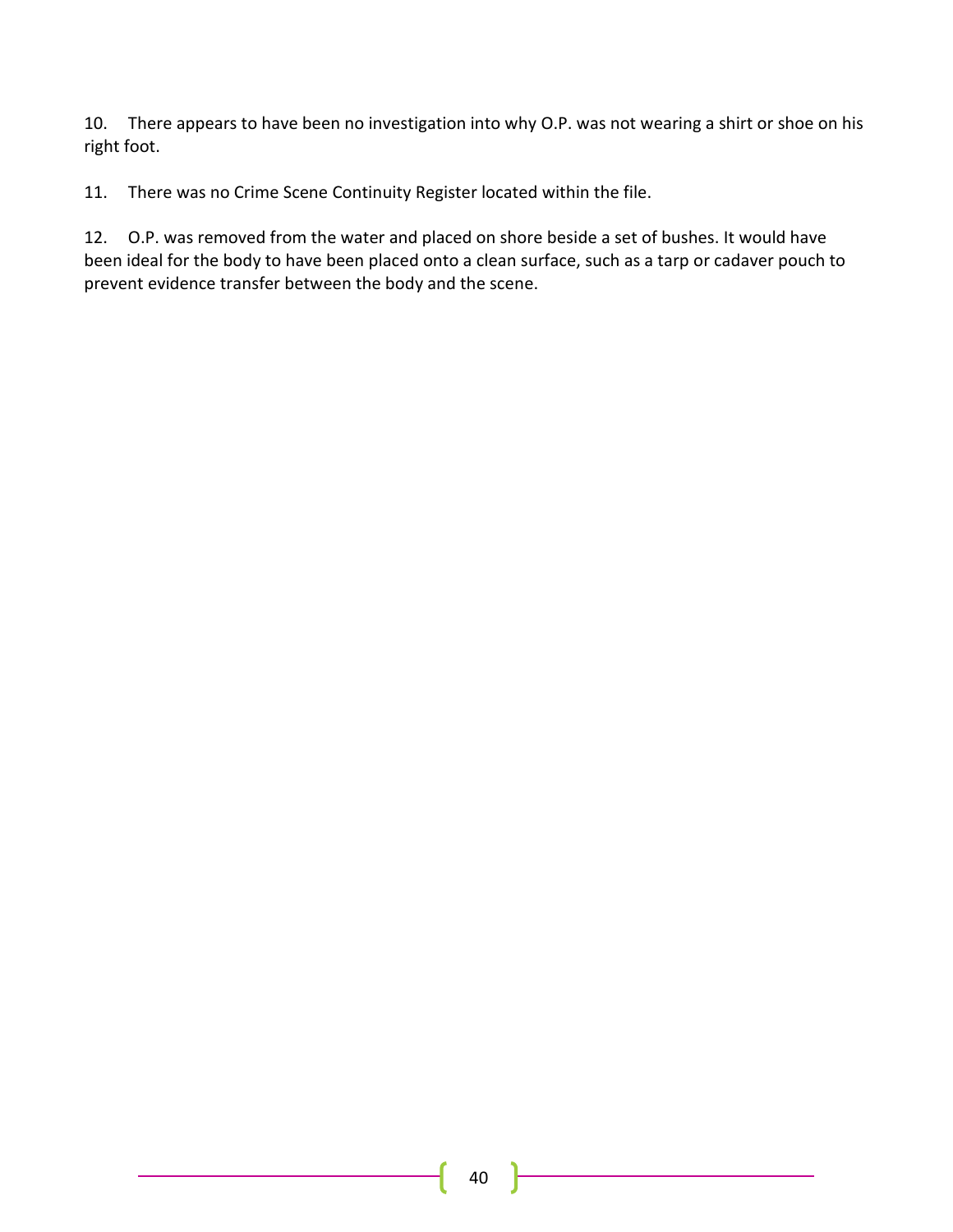10. There appears to have been no investigation into why O.P. was not wearing a shirt or shoe on his right foot.

11. There was no Crime Scene Continuity Register located within the file.

12. O.P. was removed from the water and placed on shore beside a set of bushes. It would have been ideal for the body to have been placed onto a clean surface, such as a tarp or cadaver pouch to prevent evidence transfer between the body and the scene.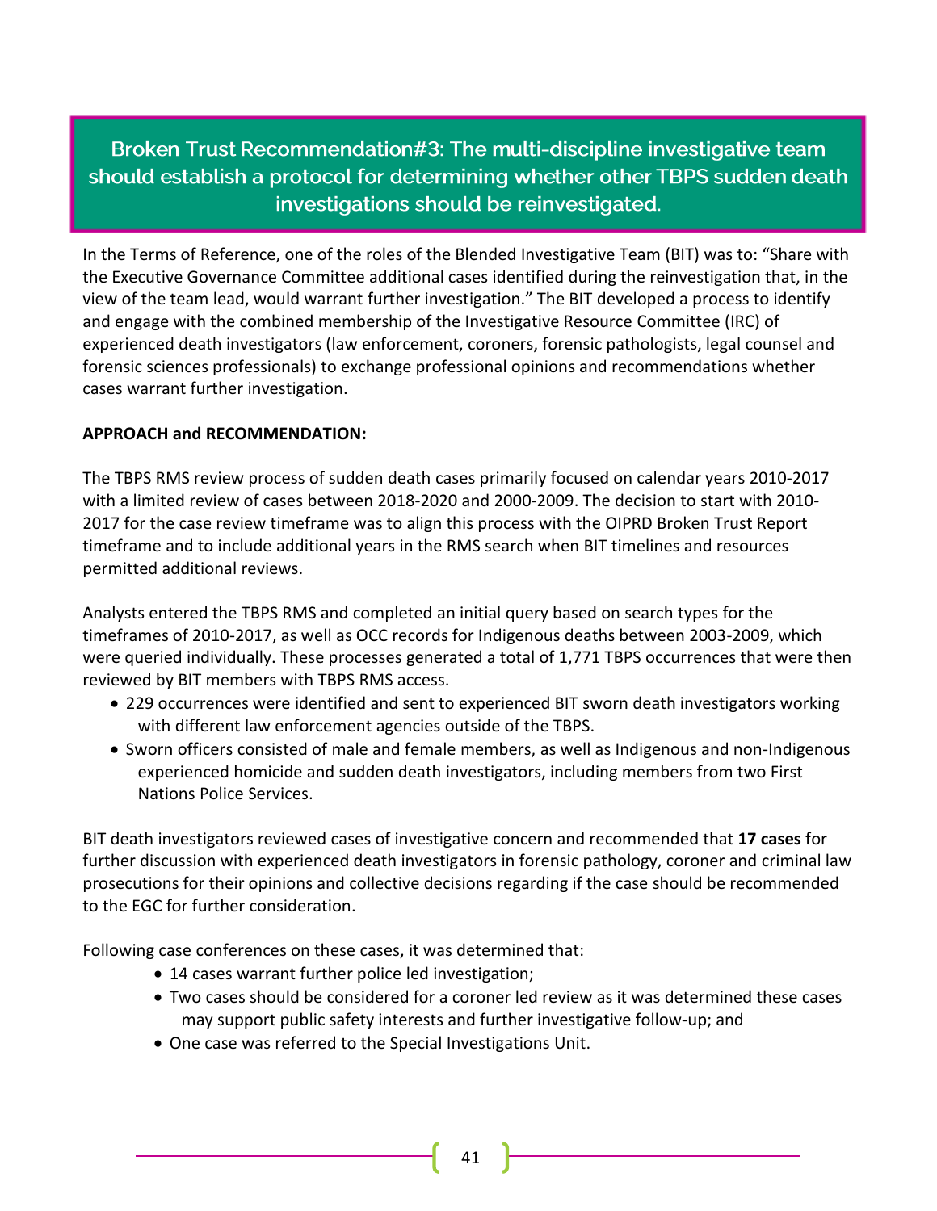## Broken Trust Recommendation#3: The multi-discipline investigative team should establish a protocol for determining whether other TBPS sudden death investigations should be reinvestigated.

In the Terms of Reference, one of the roles of the Blended Investigative Team (BIT) was to: "Share with the Executive Governance Committee additional cases identified during the reinvestigation that, in the view of the team lead, would warrant further investigation." The BIT developed a process to identify and engage with the combined membership of the Investigative Resource Committee (IRC) of experienced death investigators (law enforcement, coroners, forensic pathologists, legal counsel and forensic sciences professionals) to exchange professional opinions and recommendations whether cases warrant further investigation.

**APPROACH and RECOMMENDATION:**

The TBPS RMS review process of sudden death cases primarily focused on calendar years 2010-2017 with a limited review of cases between 2018-2020 and 2000-2009. The decision to start with 2010-2017 for the case review timeframe was to align this process with the OIPRD Broken Trust Report timeframe and to include additional years in the RMS search when BIT timelines and resources permitted additional reviews.

Analysts entered the TBPS RMS and completed an initial query based on search types for the timeframes of 2010-2017, as well as OCC records for Indigenous deaths between 2003-2009, which were queried individually. These processes generated a total of 1,771 TBPS occurrences that were then reviewed by BIT members with TBPS RMS access.

- 229 occurrences were identified and sent to experienced BIT sworn death investigators working with different law enforcement agencies outside of the TBPS.
- Sworn officers consisted of male and female members, as well as Indigenous and non-Indigenous experienced homicide and sudden death investigators, including members from two First Nations Police Services.

BIT death investigators reviewed cases of investigative concern and recommended that **17 cases** for further discussion with experienced death investigators in forensic pathology, coroner and criminal law prosecutions for their opinions and collective decisions regarding if the case should be recommended to the EGC for further consideration.

Following case conferences on these cases, it was determined that:

- 14 cases warrant further police led investigation;
- Two cases should be considered for a coroner led review as it was determined these cases may support public safety interests and further investigative follow-up; and
- One case was referred to the Special Investigations Unit.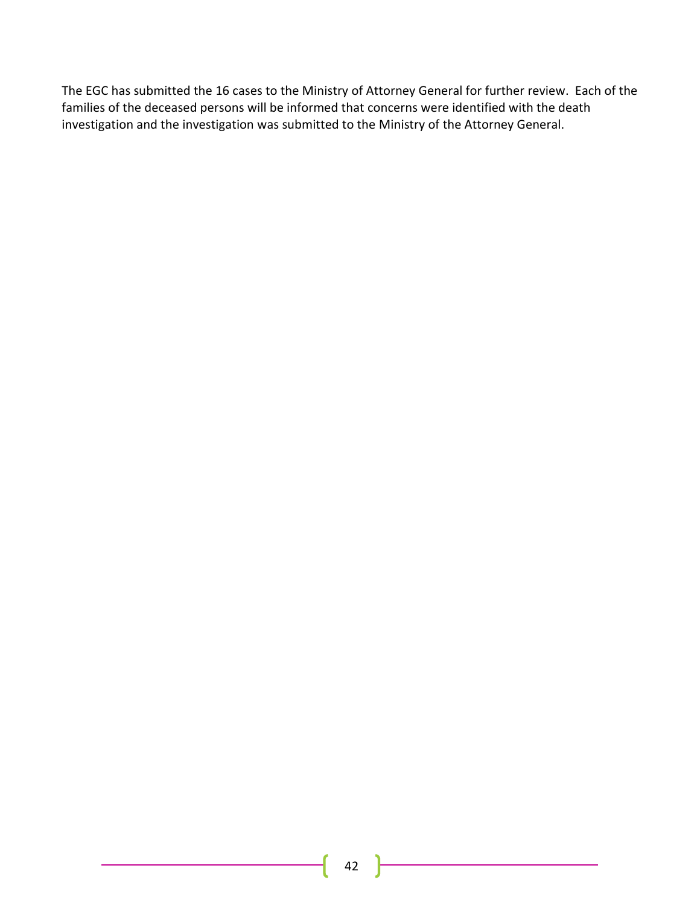The EGC has submitted the 16 cases to the Ministry of Attorney General for further review. Each of the families of the deceased persons will be informed that concerns were identified with the death investigation and the investigation was submitted to the Ministry of the Attorney General.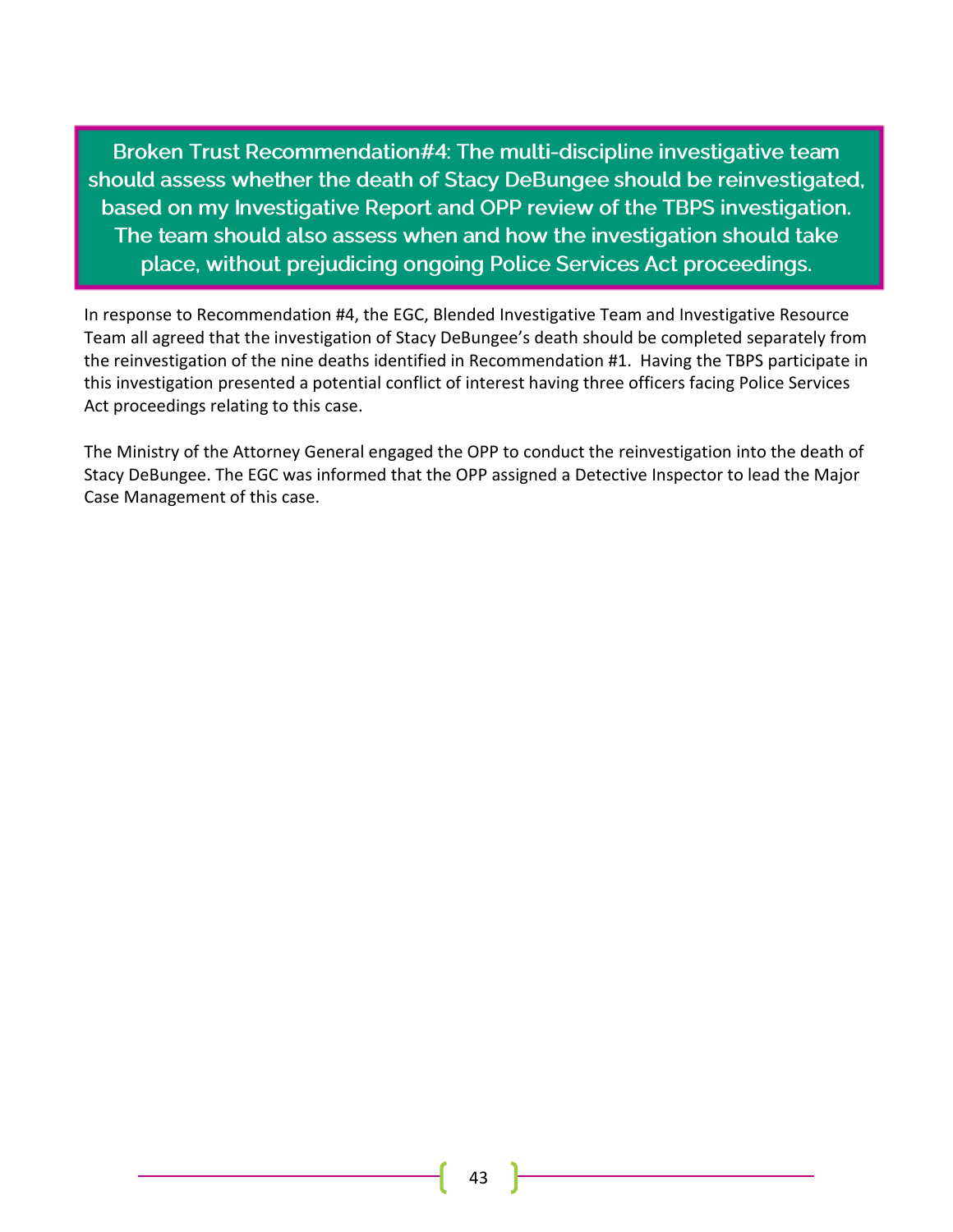**Broken Trust Recommendation#4: The multi-discipline investigative team should assess whether the death of Stacy DeBungee should be reinvestigated, based on my Investigative Report and OPP review of the TBPS investigation. The team should also assess when and how the investigation should take place, without prejudicing ongoing Police Services Act proceedings.**

In response to Recommendation #4, the EGC, Blended Investigative Team and Investigative Resource Team all agreed that the investigation of Stacy DeBungee's death should be completed separately from the reinvestigation of the nine deaths identified in Recommendation #1. Having the TBPS participate in this investigation presented a potential conflict of interest having three officers facing Police Services Act proceedings relating to this case.

The Ministry of the Attorney General engaged the OPP to conduct the reinvestigation into the death of Stacy DeBungee. The EGC was informed that the OPP assigned a Detective Inspector to lead the Major Case Management of this case.